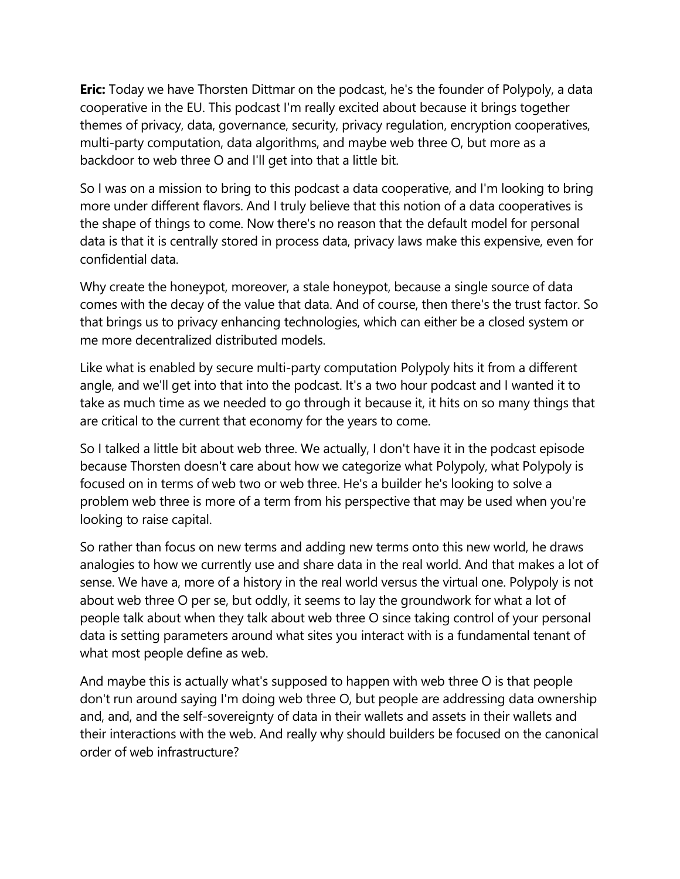**Eric:** Today we have Thorsten Dittmar on the podcast, he's the founder of Polypoly, a data cooperative in the EU. This podcast I'm really excited about because it brings together themes of privacy, data, governance, security, privacy regulation, encryption cooperatives, multi-party computation, data algorithms, and maybe web three O, but more as a backdoor to web three O and I'll get into that a little bit.

So I was on a mission to bring to this podcast a data cooperative, and I'm looking to bring more under different flavors. And I truly believe that this notion of a data cooperatives is the shape of things to come. Now there's no reason that the default model for personal data is that it is centrally stored in process data, privacy laws make this expensive, even for confidential data.

Why create the honeypot, moreover, a stale honeypot, because a single source of data comes with the decay of the value that data. And of course, then there's the trust factor. So that brings us to privacy enhancing technologies, which can either be a closed system or me more decentralized distributed models.

Like what is enabled by secure multi-party computation Polypoly hits it from a different angle, and we'll get into that into the podcast. It's a two hour podcast and I wanted it to take as much time as we needed to go through it because it, it hits on so many things that are critical to the current that economy for the years to come.

So I talked a little bit about web three. We actually, I don't have it in the podcast episode because Thorsten doesn't care about how we categorize what Polypoly, what Polypoly is focused on in terms of web two or web three. He's a builder he's looking to solve a problem web three is more of a term from his perspective that may be used when you're looking to raise capital.

So rather than focus on new terms and adding new terms onto this new world, he draws analogies to how we currently use and share data in the real world. And that makes a lot of sense. We have a, more of a history in the real world versus the virtual one. Polypoly is not about web three O per se, but oddly, it seems to lay the groundwork for what a lot of people talk about when they talk about web three O since taking control of your personal data is setting parameters around what sites you interact with is a fundamental tenant of what most people define as web.

And maybe this is actually what's supposed to happen with web three O is that people don't run around saying I'm doing web three O, but people are addressing data ownership and, and, and the self-sovereignty of data in their wallets and assets in their wallets and their interactions with the web. And really why should builders be focused on the canonical order of web infrastructure?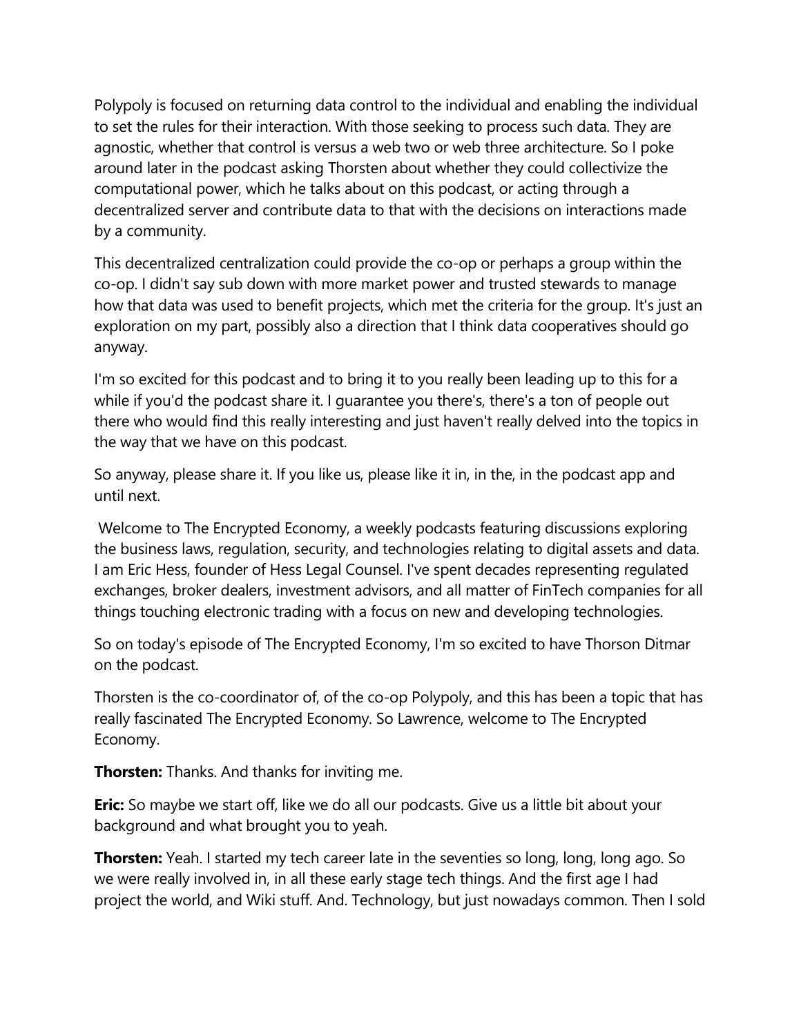Polypoly is focused on returning data control to the individual and enabling the individual to set the rules for their interaction. With those seeking to process such data. They are agnostic, whether that control is versus a web two or web three architecture. So I poke around later in the podcast asking Thorsten about whether they could collectivize the computational power, which he talks about on this podcast, or acting through a decentralized server and contribute data to that with the decisions on interactions made by a community.

This decentralized centralization could provide the co-op or perhaps a group within the co-op. I didn't say sub down with more market power and trusted stewards to manage how that data was used to benefit projects, which met the criteria for the group. It's just an exploration on my part, possibly also a direction that I think data cooperatives should go anyway.

I'm so excited for this podcast and to bring it to you really been leading up to this for a while if you'd the podcast share it. I guarantee you there's, there's a ton of people out there who would find this really interesting and just haven't really delved into the topics in the way that we have on this podcast.

So anyway, please share it. If you like us, please like it in, in the, in the podcast app and until next.

Welcome to The Encrypted Economy, a weekly podcasts featuring discussions exploring the business laws, regulation, security, and technologies relating to digital assets and data. I am Eric Hess, founder of Hess Legal Counsel. I've spent decades representing regulated exchanges, broker dealers, investment advisors, and all matter of FinTech companies for all things touching electronic trading with a focus on new and developing technologies.

So on today's episode of The Encrypted Economy, I'm so excited to have Thorson Ditmar on the podcast.

Thorsten is the co-coordinator of, of the co-op Polypoly, and this has been a topic that has really fascinated The Encrypted Economy. So Lawrence, welcome to The Encrypted Economy.

**Thorsten:** Thanks. And thanks for inviting me.

**Eric:** So maybe we start off, like we do all our podcasts. Give us a little bit about your background and what brought you to yeah.

**Thorsten:** Yeah. I started my tech career late in the seventies so long, long, long ago. So we were really involved in, in all these early stage tech things. And the first age I had project the world, and Wiki stuff. And. Technology, but just nowadays common. Then I sold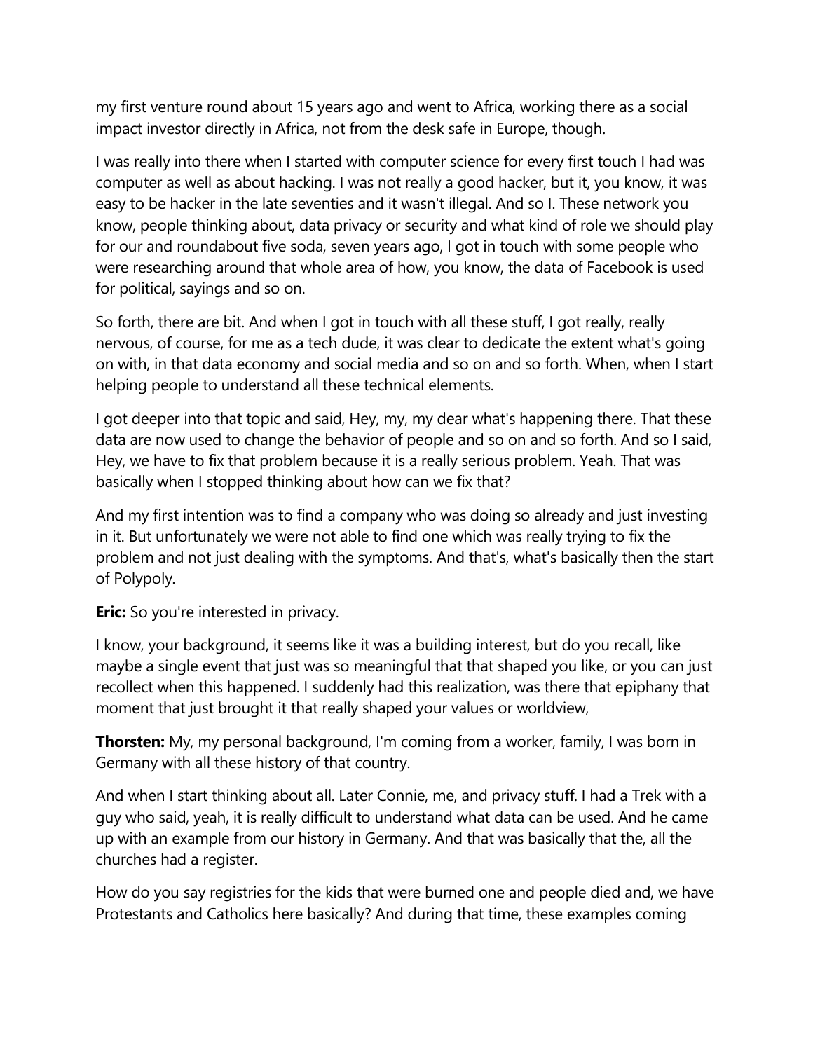my first venture round about 15 years ago and went to Africa, working there as a social impact investor directly in Africa, not from the desk safe in Europe, though.

I was really into there when I started with computer science for every first touch I had was computer as well as about hacking. I was not really a good hacker, but it, you know, it was easy to be hacker in the late seventies and it wasn't illegal. And so I. These network you know, people thinking about, data privacy or security and what kind of role we should play for our and roundabout five soda, seven years ago, I got in touch with some people who were researching around that whole area of how, you know, the data of Facebook is used for political, sayings and so on.

So forth, there are bit. And when I got in touch with all these stuff, I got really, really nervous, of course, for me as a tech dude, it was clear to dedicate the extent what's going on with, in that data economy and social media and so on and so forth. When, when I start helping people to understand all these technical elements.

I got deeper into that topic and said, Hey, my, my dear what's happening there. That these data are now used to change the behavior of people and so on and so forth. And so I said, Hey, we have to fix that problem because it is a really serious problem. Yeah. That was basically when I stopped thinking about how can we fix that?

And my first intention was to find a company who was doing so already and just investing in it. But unfortunately we were not able to find one which was really trying to fix the problem and not just dealing with the symptoms. And that's, what's basically then the start of Polypoly.

**Eric:** So you're interested in privacy.

I know, your background, it seems like it was a building interest, but do you recall, like maybe a single event that just was so meaningful that that shaped you like, or you can just recollect when this happened. I suddenly had this realization, was there that epiphany that moment that just brought it that really shaped your values or worldview,

**Thorsten:** My, my personal background, I'm coming from a worker, family, I was born in Germany with all these history of that country.

And when I start thinking about all. Later Connie, me, and privacy stuff. I had a Trek with a guy who said, yeah, it is really difficult to understand what data can be used. And he came up with an example from our history in Germany. And that was basically that the, all the churches had a register.

How do you say registries for the kids that were burned one and people died and, we have Protestants and Catholics here basically? And during that time, these examples coming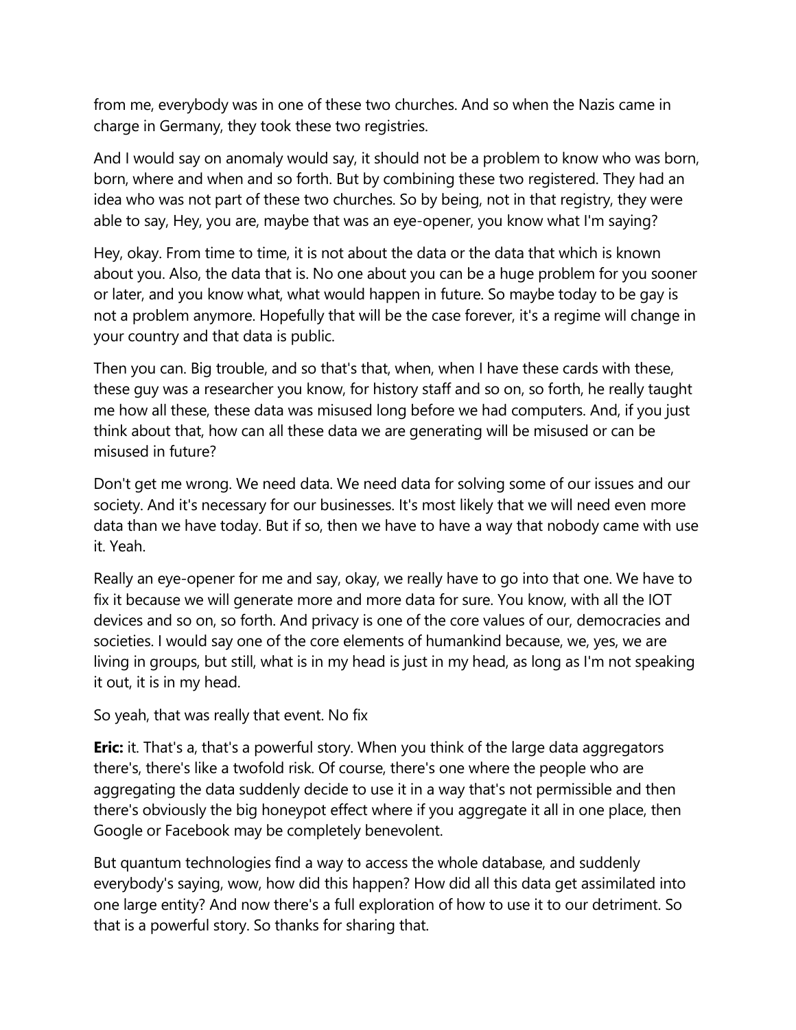from me, everybody was in one of these two churches. And so when the Nazis came in charge in Germany, they took these two registries.

And I would say on anomaly would say, it should not be a problem to know who was born, born, where and when and so forth. But by combining these two registered. They had an idea who was not part of these two churches. So by being, not in that registry, they were able to say, Hey, you are, maybe that was an eye-opener, you know what I'm saying?

Hey, okay. From time to time, it is not about the data or the data that which is known about you. Also, the data that is. No one about you can be a huge problem for you sooner or later, and you know what, what would happen in future. So maybe today to be gay is not a problem anymore. Hopefully that will be the case forever, it's a regime will change in your country and that data is public.

Then you can. Big trouble, and so that's that, when, when I have these cards with these, these guy was a researcher you know, for history staff and so on, so forth, he really taught me how all these, these data was misused long before we had computers. And, if you just think about that, how can all these data we are generating will be misused or can be misused in future?

Don't get me wrong. We need data. We need data for solving some of our issues and our society. And it's necessary for our businesses. It's most likely that we will need even more data than we have today. But if so, then we have to have a way that nobody came with use it. Yeah.

Really an eye-opener for me and say, okay, we really have to go into that one. We have to fix it because we will generate more and more data for sure. You know, with all the IOT devices and so on, so forth. And privacy is one of the core values of our, democracies and societies. I would say one of the core elements of humankind because, we, yes, we are living in groups, but still, what is in my head is just in my head, as long as I'm not speaking it out, it is in my head.

So yeah, that was really that event. No fix

**Eric:** it. That's a, that's a powerful story. When you think of the large data aggregators there's, there's like a twofold risk. Of course, there's one where the people who are aggregating the data suddenly decide to use it in a way that's not permissible and then there's obviously the big honeypot effect where if you aggregate it all in one place, then Google or Facebook may be completely benevolent.

But quantum technologies find a way to access the whole database, and suddenly everybody's saying, wow, how did this happen? How did all this data get assimilated into one large entity? And now there's a full exploration of how to use it to our detriment. So that is a powerful story. So thanks for sharing that.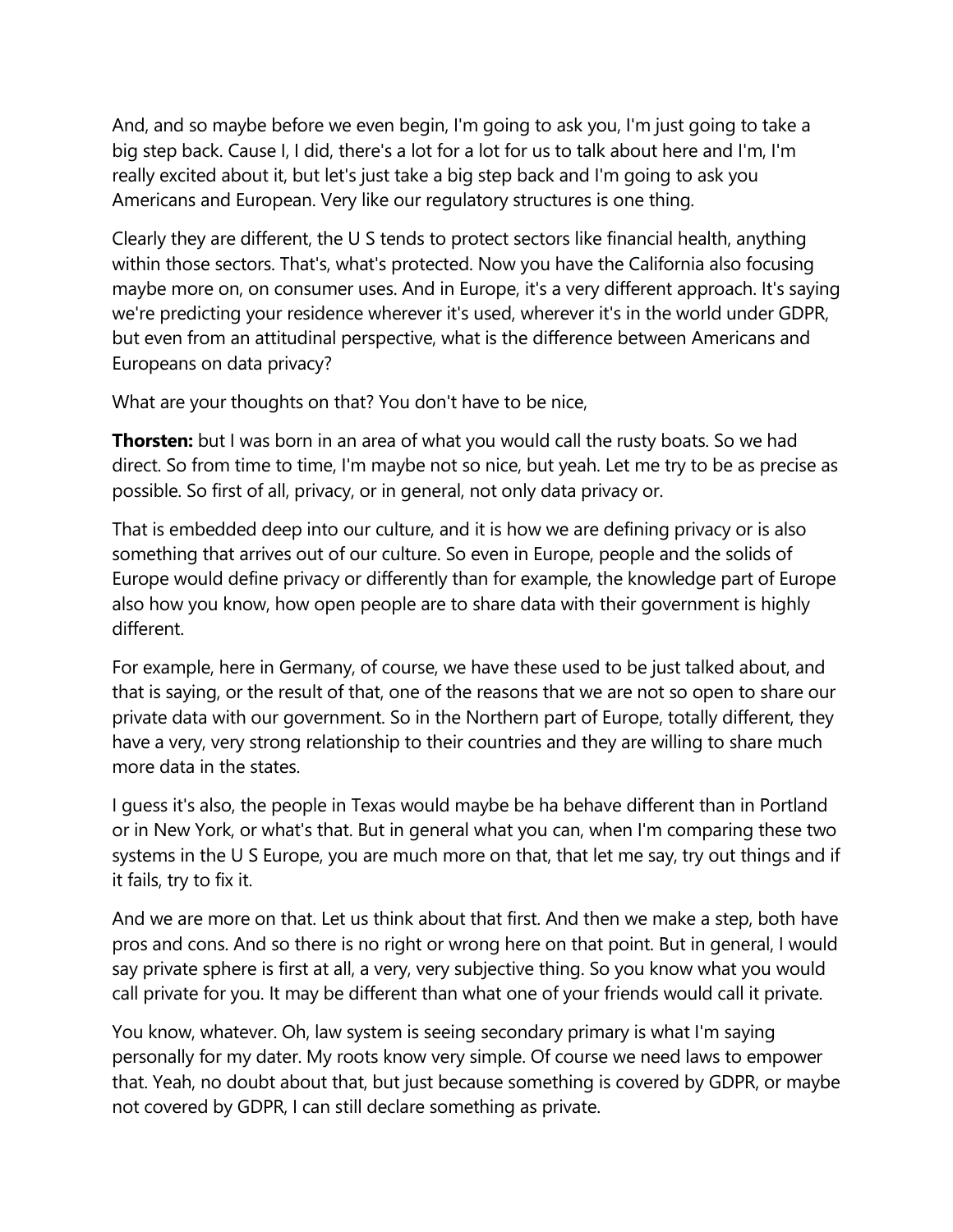And, and so maybe before we even begin, I'm going to ask you, I'm just going to take a big step back. Cause I, I did, there's a lot for a lot for us to talk about here and I'm, I'm really excited about it, but let's just take a big step back and I'm going to ask you Americans and European. Very like our regulatory structures is one thing.

Clearly they are different, the U S tends to protect sectors like financial health, anything within those sectors. That's, what's protected. Now you have the California also focusing maybe more on, on consumer uses. And in Europe, it's a very different approach. It's saying we're predicting your residence wherever it's used, wherever it's in the world under GDPR, but even from an attitudinal perspective, what is the difference between Americans and Europeans on data privacy?

What are your thoughts on that? You don't have to be nice,

**Thorsten:** but I was born in an area of what you would call the rusty boats. So we had direct. So from time to time, I'm maybe not so nice, but yeah. Let me try to be as precise as possible. So first of all, privacy, or in general, not only data privacy or.

That is embedded deep into our culture, and it is how we are defining privacy or is also something that arrives out of our culture. So even in Europe, people and the solids of Europe would define privacy or differently than for example, the knowledge part of Europe also how you know, how open people are to share data with their government is highly different.

For example, here in Germany, of course, we have these used to be just talked about, and that is saying, or the result of that, one of the reasons that we are not so open to share our private data with our government. So in the Northern part of Europe, totally different, they have a very, very strong relationship to their countries and they are willing to share much more data in the states.

I guess it's also, the people in Texas would maybe be ha behave different than in Portland or in New York, or what's that. But in general what you can, when I'm comparing these two systems in the U S Europe, you are much more on that, that let me say, try out things and if it fails, try to fix it.

And we are more on that. Let us think about that first. And then we make a step, both have pros and cons. And so there is no right or wrong here on that point. But in general, I would say private sphere is first at all, a very, very subjective thing. So you know what you would call private for you. It may be different than what one of your friends would call it private.

You know, whatever. Oh, law system is seeing secondary primary is what I'm saying personally for my dater. My roots know very simple. Of course we need laws to empower that. Yeah, no doubt about that, but just because something is covered by GDPR, or maybe not covered by GDPR, I can still declare something as private.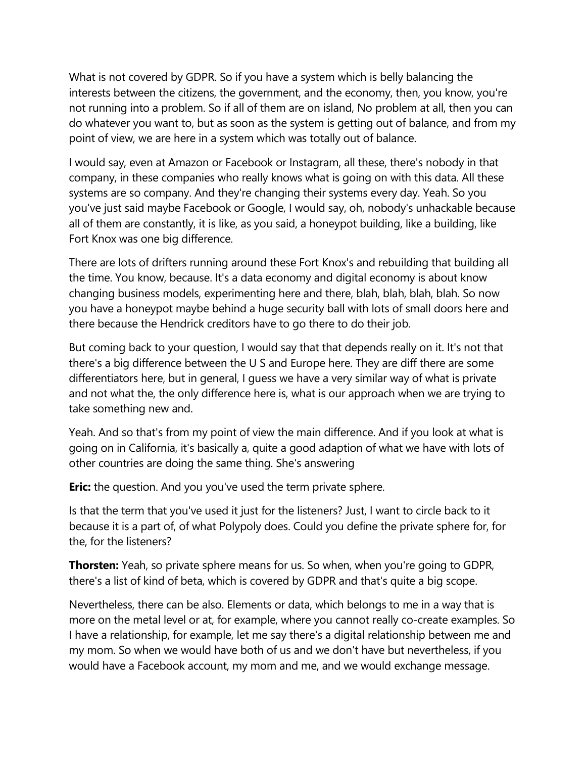What is not covered by GDPR. So if you have a system which is belly balancing the interests between the citizens, the government, and the economy, then, you know, you're not running into a problem. So if all of them are on island, No problem at all, then you can do whatever you want to, but as soon as the system is getting out of balance, and from my point of view, we are here in a system which was totally out of balance.

I would say, even at Amazon or Facebook or Instagram, all these, there's nobody in that company, in these companies who really knows what is going on with this data. All these systems are so company. And they're changing their systems every day. Yeah. So you you've just said maybe Facebook or Google, I would say, oh, nobody's unhackable because all of them are constantly, it is like, as you said, a honeypot building, like a building, like Fort Knox was one big difference.

There are lots of drifters running around these Fort Knox's and rebuilding that building all the time. You know, because. It's a data economy and digital economy is about know changing business models, experimenting here and there, blah, blah, blah, blah. So now you have a honeypot maybe behind a huge security ball with lots of small doors here and there because the Hendrick creditors have to go there to do their job.

But coming back to your question, I would say that that depends really on it. It's not that there's a big difference between the U S and Europe here. They are diff there are some differentiators here, but in general, I guess we have a very similar way of what is private and not what the, the only difference here is, what is our approach when we are trying to take something new and.

Yeah. And so that's from my point of view the main difference. And if you look at what is going on in California, it's basically a, quite a good adaption of what we have with lots of other countries are doing the same thing. She's answering

**Eric:** the question. And you you've used the term private sphere.

Is that the term that you've used it just for the listeners? Just, I want to circle back to it because it is a part of, of what Polypoly does. Could you define the private sphere for, for the, for the listeners?

**Thorsten:** Yeah, so private sphere means for us. So when, when you're going to GDPR, there's a list of kind of beta, which is covered by GDPR and that's quite a big scope.

Nevertheless, there can be also. Elements or data, which belongs to me in a way that is more on the metal level or at, for example, where you cannot really co-create examples. So I have a relationship, for example, let me say there's a digital relationship between me and my mom. So when we would have both of us and we don't have but nevertheless, if you would have a Facebook account, my mom and me, and we would exchange message.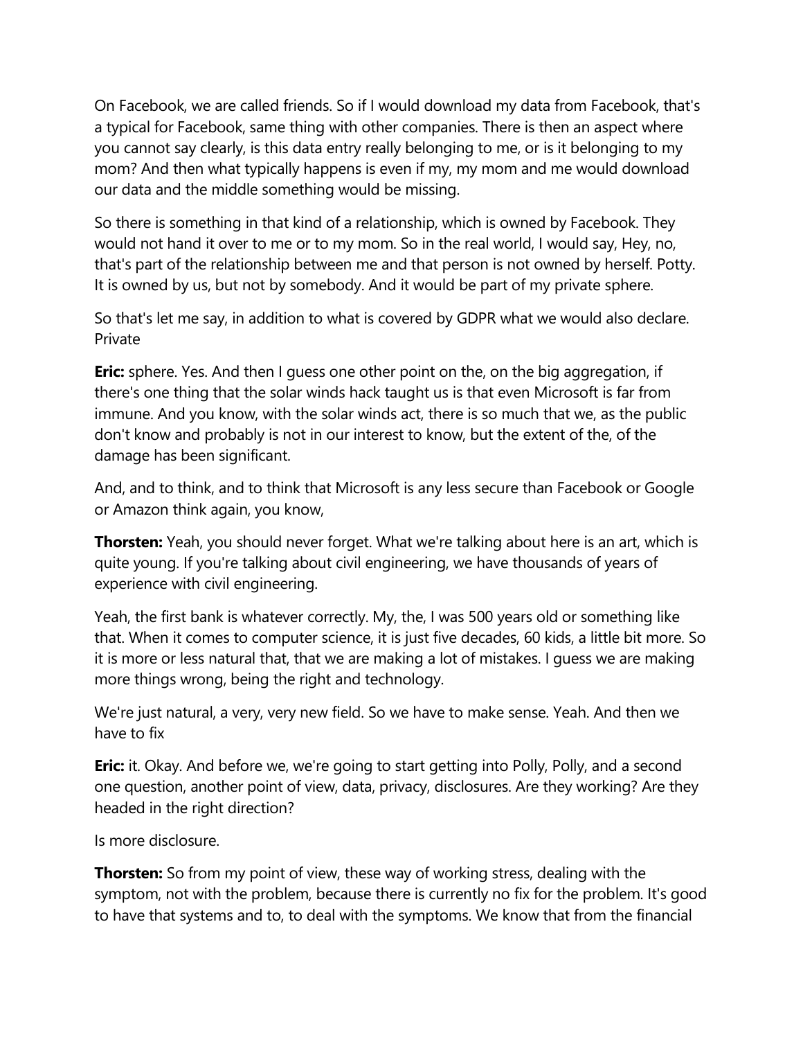On Facebook, we are called friends. So if I would download my data from Facebook, that's a typical for Facebook, same thing with other companies. There is then an aspect where you cannot say clearly, is this data entry really belonging to me, or is it belonging to my mom? And then what typically happens is even if my, my mom and me would download our data and the middle something would be missing.

So there is something in that kind of a relationship, which is owned by Facebook. They would not hand it over to me or to my mom. So in the real world, I would say, Hey, no, that's part of the relationship between me and that person is not owned by herself. Potty. It is owned by us, but not by somebody. And it would be part of my private sphere.

So that's let me say, in addition to what is covered by GDPR what we would also declare. Private

**Eric:** sphere. Yes. And then I guess one other point on the, on the big aggregation, if there's one thing that the solar winds hack taught us is that even Microsoft is far from immune. And you know, with the solar winds act, there is so much that we, as the public don't know and probably is not in our interest to know, but the extent of the, of the damage has been significant.

And, and to think, and to think that Microsoft is any less secure than Facebook or Google or Amazon think again, you know,

**Thorsten:** Yeah, you should never forget. What we're talking about here is an art, which is quite young. If you're talking about civil engineering, we have thousands of years of experience with civil engineering.

Yeah, the first bank is whatever correctly. My, the, I was 500 years old or something like that. When it comes to computer science, it is just five decades, 60 kids, a little bit more. So it is more or less natural that, that we are making a lot of mistakes. I guess we are making more things wrong, being the right and technology.

We're just natural, a very, very new field. So we have to make sense. Yeah. And then we have to fix

**Eric:** it. Okay. And before we, we're going to start getting into Polly, Polly, and a second one question, another point of view, data, privacy, disclosures. Are they working? Are they headed in the right direction?

Is more disclosure.

**Thorsten:** So from my point of view, these way of working stress, dealing with the symptom, not with the problem, because there is currently no fix for the problem. It's good to have that systems and to, to deal with the symptoms. We know that from the financial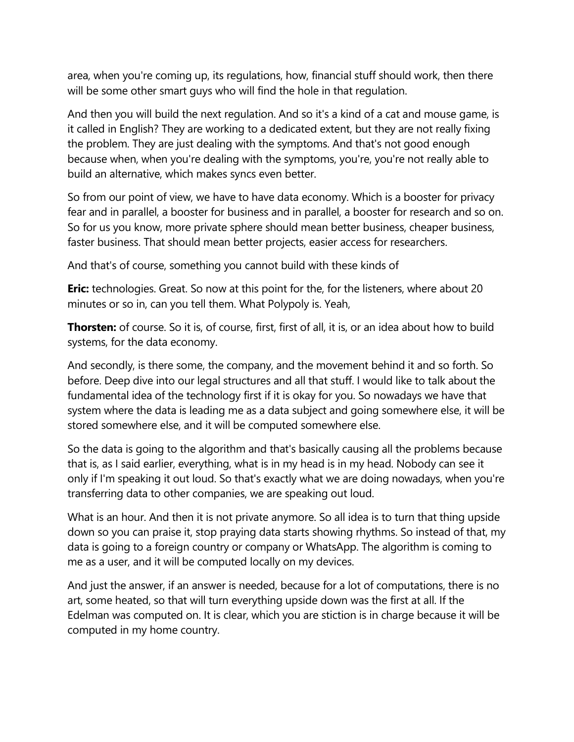area, when you're coming up, its regulations, how, financial stuff should work, then there will be some other smart guys who will find the hole in that regulation.

And then you will build the next regulation. And so it's a kind of a cat and mouse game, is it called in English? They are working to a dedicated extent, but they are not really fixing the problem. They are just dealing with the symptoms. And that's not good enough because when, when you're dealing with the symptoms, you're, you're not really able to build an alternative, which makes syncs even better.

So from our point of view, we have to have data economy. Which is a booster for privacy fear and in parallel, a booster for business and in parallel, a booster for research and so on. So for us you know, more private sphere should mean better business, cheaper business, faster business. That should mean better projects, easier access for researchers.

And that's of course, something you cannot build with these kinds of

**Eric:** technologies. Great. So now at this point for the, for the listeners, where about 20 minutes or so in, can you tell them. What Polypoly is. Yeah,

**Thorsten:** of course. So it is, of course, first, first of all, it is, or an idea about how to build systems, for the data economy.

And secondly, is there some, the company, and the movement behind it and so forth. So before. Deep dive into our legal structures and all that stuff. I would like to talk about the fundamental idea of the technology first if it is okay for you. So nowadays we have that system where the data is leading me as a data subject and going somewhere else, it will be stored somewhere else, and it will be computed somewhere else.

So the data is going to the algorithm and that's basically causing all the problems because that is, as I said earlier, everything, what is in my head is in my head. Nobody can see it only if I'm speaking it out loud. So that's exactly what we are doing nowadays, when you're transferring data to other companies, we are speaking out loud.

What is an hour. And then it is not private anymore. So all idea is to turn that thing upside down so you can praise it, stop praying data starts showing rhythms. So instead of that, my data is going to a foreign country or company or WhatsApp. The algorithm is coming to me as a user, and it will be computed locally on my devices.

And just the answer, if an answer is needed, because for a lot of computations, there is no art, some heated, so that will turn everything upside down was the first at all. If the Edelman was computed on. It is clear, which you are stiction is in charge because it will be computed in my home country.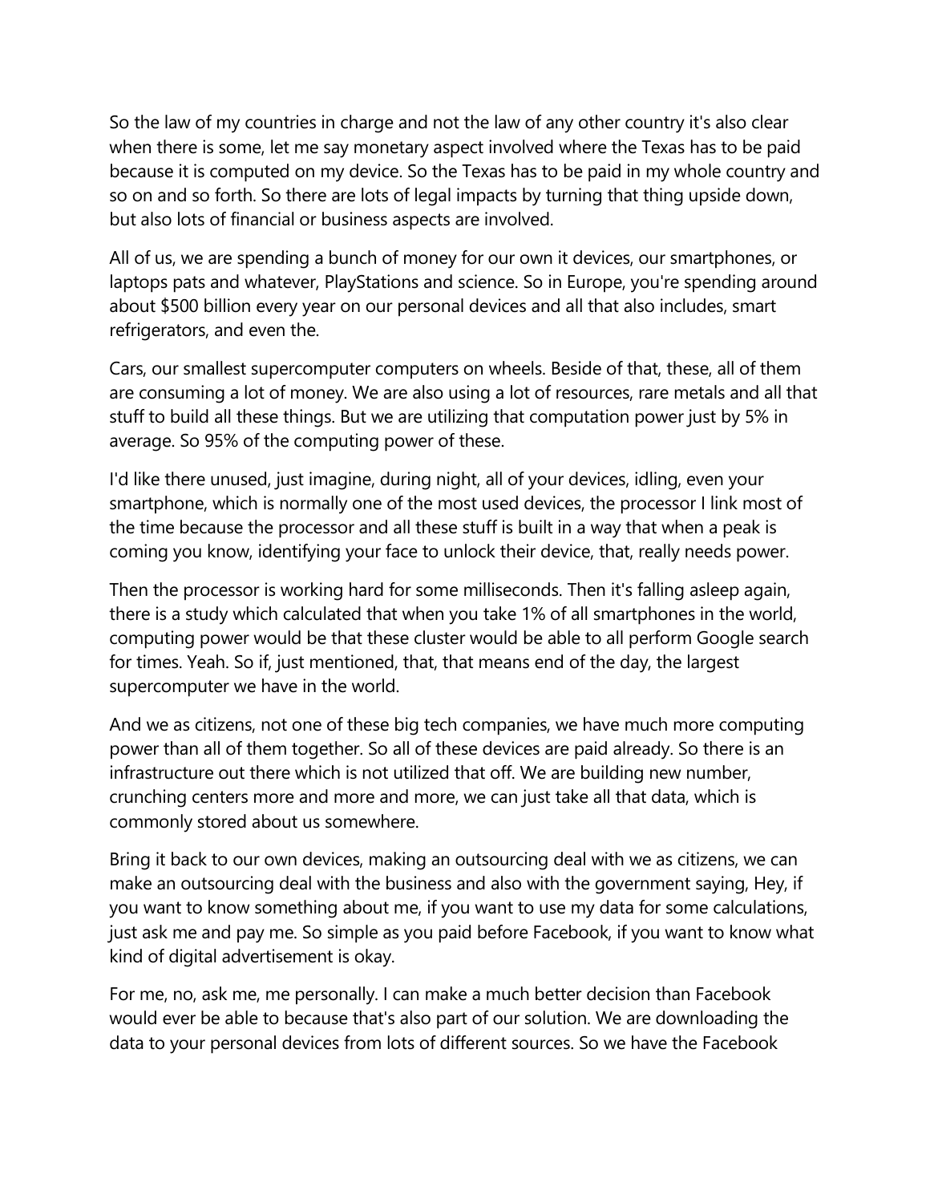So the law of my countries in charge and not the law of any other country it's also clear when there is some, let me say monetary aspect involved where the Texas has to be paid because it is computed on my device. So the Texas has to be paid in my whole country and so on and so forth. So there are lots of legal impacts by turning that thing upside down, but also lots of financial or business aspects are involved.

All of us, we are spending a bunch of money for our own it devices, our smartphones, or laptops pats and whatever, PlayStations and science. So in Europe, you're spending around about $500 billion every year on our personal devices and all that also includes, smart refrigerators, and even the.

Cars, our smallest supercomputer computers on wheels. Beside of that, these, all of them are consuming a lot of money. We are also using a lot of resources, rare metals and all that stuff to build all these things. But we are utilizing that computation power just by 5% in average. So 95% of the computing power of these.

I'd like there unused, just imagine, during night, all of your devices, idling, even your smartphone, which is normally one of the most used devices, the processor I link most of the time because the processor and all these stuff is built in a way that when a peak is coming you know, identifying your face to unlock their device, that, really needs power.

Then the processor is working hard for some milliseconds. Then it's falling asleep again, there is a study which calculated that when you take 1% of all smartphones in the world, computing power would be that these cluster would be able to all perform Google search for times. Yeah. So if, just mentioned, that, that means end of the day, the largest supercomputer we have in the world.

And we as citizens, not one of these big tech companies, we have much more computing power than all of them together. So all of these devices are paid already. So there is an infrastructure out there which is not utilized that off. We are building new number, crunching centers more and more and more, we can just take all that data, which is commonly stored about us somewhere.

Bring it back to our own devices, making an outsourcing deal with we as citizens, we can make an outsourcing deal with the business and also with the government saying, Hey, if you want to know something about me, if you want to use my data for some calculations, just ask me and pay me. So simple as you paid before Facebook, if you want to know what kind of digital advertisement is okay.

For me, no, ask me, me personally. I can make a much better decision than Facebook would ever be able to because that's also part of our solution. We are downloading the data to your personal devices from lots of different sources. So we have the Facebook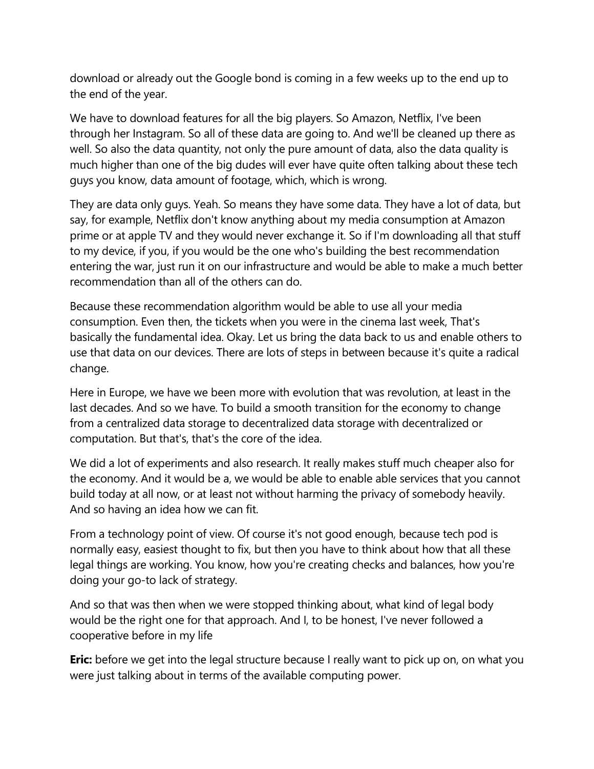download or already out the Google bond is coming in a few weeks up to the end up to the end of the year.

We have to download features for all the big players. So Amazon, Netflix, I've been through her Instagram. So all of these data are going to. And we'll be cleaned up there as well. So also the data quantity, not only the pure amount of data, also the data quality is much higher than one of the big dudes will ever have quite often talking about these tech guys you know, data amount of footage, which, which is wrong.

They are data only guys. Yeah. So means they have some data. They have a lot of data, but say, for example, Netflix don't know anything about my media consumption at Amazon prime or at apple TV and they would never exchange it. So if I'm downloading all that stuff to my device, if you, if you would be the one who's building the best recommendation entering the war, just run it on our infrastructure and would be able to make a much better recommendation than all of the others can do.

Because these recommendation algorithm would be able to use all your media consumption. Even then, the tickets when you were in the cinema last week, That's basically the fundamental idea. Okay. Let us bring the data back to us and enable others to use that data on our devices. There are lots of steps in between because it's quite a radical change.

Here in Europe, we have we been more with evolution that was revolution, at least in the last decades. And so we have. To build a smooth transition for the economy to change from a centralized data storage to decentralized data storage with decentralized or computation. But that's, that's the core of the idea.

We did a lot of experiments and also research. It really makes stuff much cheaper also for the economy. And it would be a, we would be able to enable able services that you cannot build today at all now, or at least not without harming the privacy of somebody heavily. And so having an idea how we can fit.

From a technology point of view. Of course it's not good enough, because tech pod is normally easy, easiest thought to fix, but then you have to think about how that all these legal things are working. You know, how you're creating checks and balances, how you're doing your go-to lack of strategy.

And so that was then when we were stopped thinking about, what kind of legal body would be the right one for that approach. And I, to be honest, I've never followed a cooperative before in my life

**Eric:** before we get into the legal structure because I really want to pick up on, on what you were just talking about in terms of the available computing power.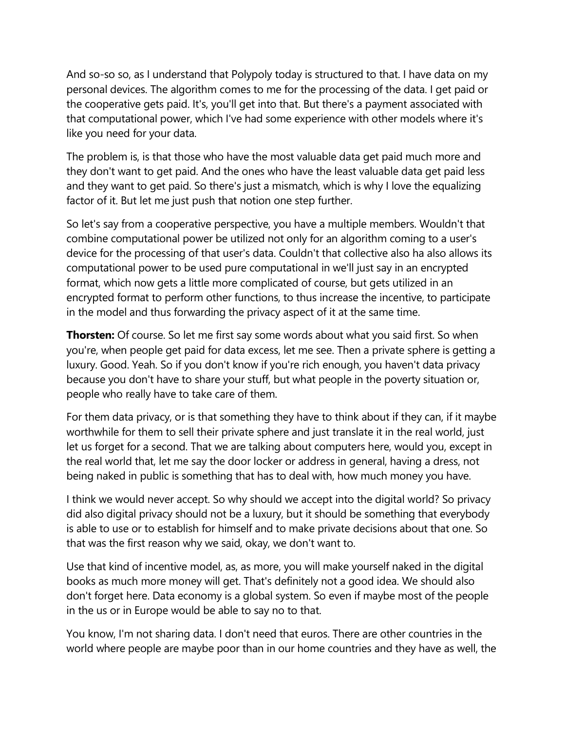And so-so so, as I understand that Polypoly today is structured to that. I have data on my personal devices. The algorithm comes to me for the processing of the data. I get paid or the cooperative gets paid. It's, you'll get into that. But there's a payment associated with that computational power, which I've had some experience with other models where it's like you need for your data.

The problem is, is that those who have the most valuable data get paid much more and they don't want to get paid. And the ones who have the least valuable data get paid less and they want to get paid. So there's just a mismatch, which is why I love the equalizing factor of it. But let me just push that notion one step further.

So let's say from a cooperative perspective, you have a multiple members. Wouldn't that combine computational power be utilized not only for an algorithm coming to a user's device for the processing of that user's data. Couldn't that collective also ha also allows its computational power to be used pure computational in we'll just say in an encrypted format, which now gets a little more complicated of course, but gets utilized in an encrypted format to perform other functions, to thus increase the incentive, to participate in the model and thus forwarding the privacy aspect of it at the same time.

**Thorsten:** Of course. So let me first say some words about what you said first. So when you're, when people get paid for data excess, let me see. Then a private sphere is getting a luxury. Good. Yeah. So if you don't know if you're rich enough, you haven't data privacy because you don't have to share your stuff, but what people in the poverty situation or, people who really have to take care of them.

For them data privacy, or is that something they have to think about if they can, if it maybe worthwhile for them to sell their private sphere and just translate it in the real world, just let us forget for a second. That we are talking about computers here, would you, except in the real world that, let me say the door locker or address in general, having a dress, not being naked in public is something that has to deal with, how much money you have.

I think we would never accept. So why should we accept into the digital world? So privacy did also digital privacy should not be a luxury, but it should be something that everybody is able to use or to establish for himself and to make private decisions about that one. So that was the first reason why we said, okay, we don't want to.

Use that kind of incentive model, as, as more, you will make yourself naked in the digital books as much more money will get. That's definitely not a good idea. We should also don't forget here. Data economy is a global system. So even if maybe most of the people in the us or in Europe would be able to say no to that.

You know, I'm not sharing data. I don't need that euros. There are other countries in the world where people are maybe poor than in our home countries and they have as well, the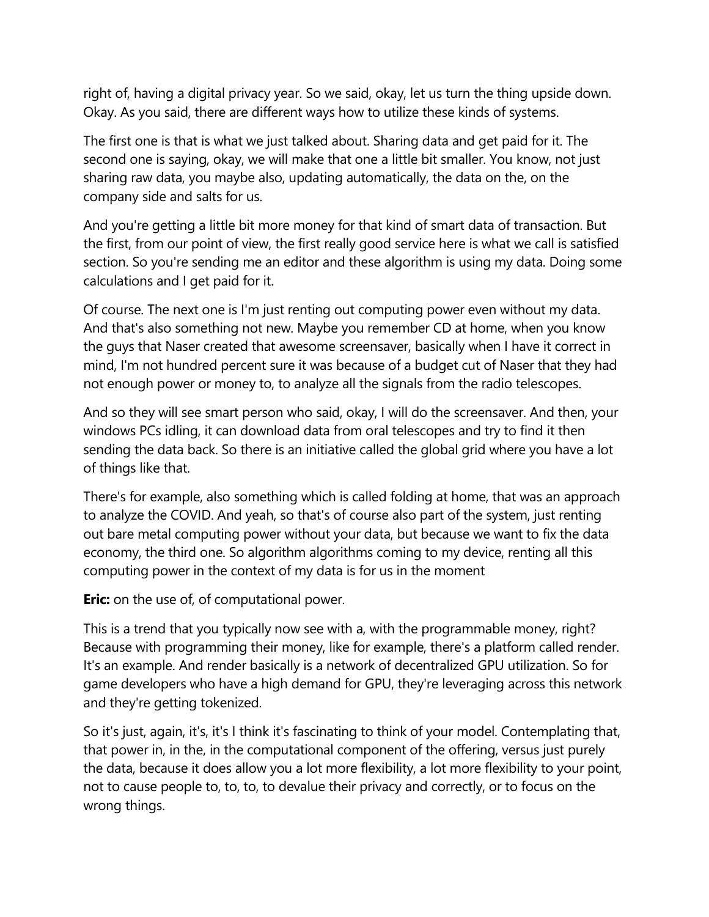right of, having a digital privacy year. So we said, okay, let us turn the thing upside down. Okay. As you said, there are different ways how to utilize these kinds of systems.

The first one is that is what we just talked about. Sharing data and get paid for it. The second one is saying, okay, we will make that one a little bit smaller. You know, not just sharing raw data, you maybe also, updating automatically, the data on the, on the company side and salts for us.

And you're getting a little bit more money for that kind of smart data of transaction. But the first, from our point of view, the first really good service here is what we call is satisfied section. So you're sending me an editor and these algorithm is using my data. Doing some calculations and I get paid for it.

Of course. The next one is I'm just renting out computing power even without my data. And that's also something not new. Maybe you remember CD at home, when you know the guys that Naser created that awesome screensaver, basically when I have it correct in mind, I'm not hundred percent sure it was because of a budget cut of Naser that they had not enough power or money to, to analyze all the signals from the radio telescopes.

And so they will see smart person who said, okay, I will do the screensaver. And then, your windows PCs idling, it can download data from oral telescopes and try to find it then sending the data back. So there is an initiative called the global grid where you have a lot of things like that.

There's for example, also something which is called folding at home, that was an approach to analyze the COVID. And yeah, so that's of course also part of the system, just renting out bare metal computing power without your data, but because we want to fix the data economy, the third one. So algorithm algorithms coming to my device, renting all this computing power in the context of my data is for us in the moment

**Eric:** on the use of, of computational power.

This is a trend that you typically now see with a, with the programmable money, right? Because with programming their money, like for example, there's a platform called render. It's an example. And render basically is a network of decentralized GPU utilization. So for game developers who have a high demand for GPU, they're leveraging across this network and they're getting tokenized.

So it's just, again, it's, it's I think it's fascinating to think of your model. Contemplating that, that power in, in the, in the computational component of the offering, versus just purely the data, because it does allow you a lot more flexibility, a lot more flexibility to your point, not to cause people to, to, to, to devalue their privacy and correctly, or to focus on the wrong things.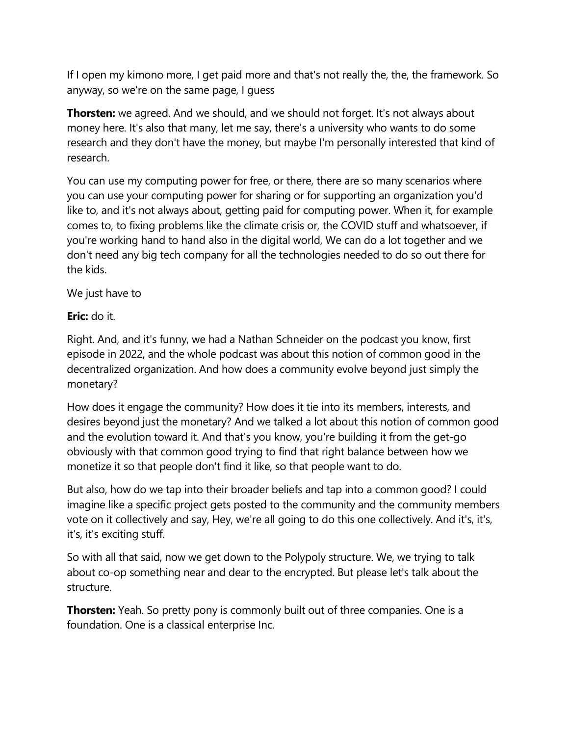If I open my kimono more, I get paid more and that's not really the, the, the framework. So anyway, so we're on the same page, I guess

**Thorsten:** we agreed. And we should, and we should not forget. It's not always about money here. It's also that many, let me say, there's a university who wants to do some research and they don't have the money, but maybe I'm personally interested that kind of research.

You can use my computing power for free, or there, there are so many scenarios where you can use your computing power for sharing or for supporting an organization you'd like to, and it's not always about, getting paid for computing power. When it, for example comes to, to fixing problems like the climate crisis or, the COVID stuff and whatsoever, if you're working hand to hand also in the digital world, We can do a lot together and we don't need any big tech company for all the technologies needed to do so out there for the kids.

We just have to

**Eric:** do it.

Right. And, and it's funny, we had a Nathan Schneider on the podcast you know, first episode in 2022, and the whole podcast was about this notion of common good in the decentralized organization. And how does a community evolve beyond just simply the monetary?

How does it engage the community? How does it tie into its members, interests, and desires beyond just the monetary? And we talked a lot about this notion of common good and the evolution toward it. And that's you know, you're building it from the get-go obviously with that common good trying to find that right balance between how we monetize it so that people don't find it like, so that people want to do.

But also, how do we tap into their broader beliefs and tap into a common good? I could imagine like a specific project gets posted to the community and the community members vote on it collectively and say, Hey, we're all going to do this one collectively. And it's, it's, it's, it's exciting stuff.

So with all that said, now we get down to the Polypoly structure. We, we trying to talk about co-op something near and dear to the encrypted. But please let's talk about the structure.

**Thorsten:** Yeah. So pretty pony is commonly built out of three companies. One is a foundation. One is a classical enterprise Inc.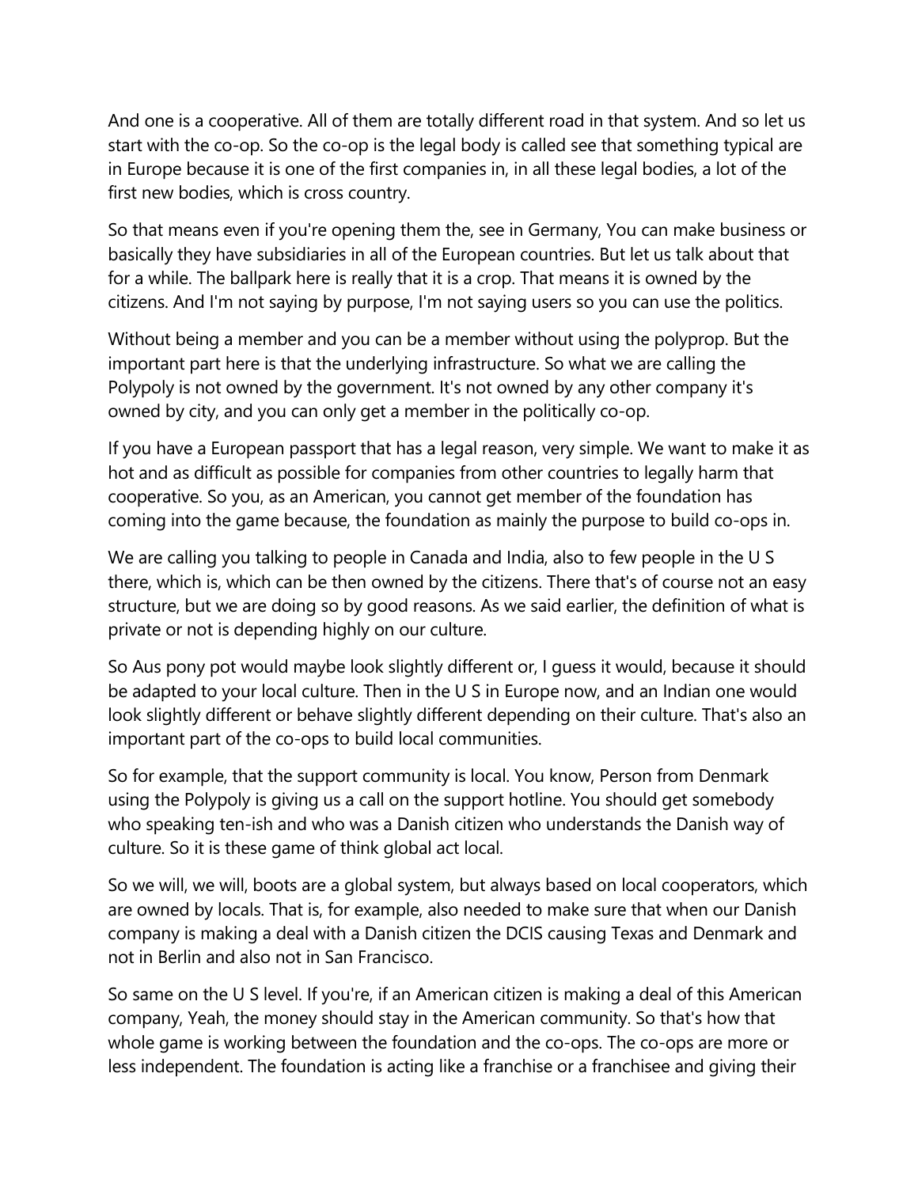And one is a cooperative. All of them are totally different road in that system. And so let us start with the co-op. So the co-op is the legal body is called see that something typical are in Europe because it is one of the first companies in, in all these legal bodies, a lot of the first new bodies, which is cross country.

So that means even if you're opening them the, see in Germany, You can make business or basically they have subsidiaries in all of the European countries. But let us talk about that for a while. The ballpark here is really that it is a crop. That means it is owned by the citizens. And I'm not saying by purpose, I'm not saying users so you can use the politics.

Without being a member and you can be a member without using the polyprop. But the important part here is that the underlying infrastructure. So what we are calling the Polypoly is not owned by the government. It's not owned by any other company it's owned by city, and you can only get a member in the politically co-op.

If you have a European passport that has a legal reason, very simple. We want to make it as hot and as difficult as possible for companies from other countries to legally harm that cooperative. So you, as an American, you cannot get member of the foundation has coming into the game because, the foundation as mainly the purpose to build co-ops in.

We are calling you talking to people in Canada and India, also to few people in the U S there, which is, which can be then owned by the citizens. There that's of course not an easy structure, but we are doing so by good reasons. As we said earlier, the definition of what is private or not is depending highly on our culture.

So Aus pony pot would maybe look slightly different or, I guess it would, because it should be adapted to your local culture. Then in the U S in Europe now, and an Indian one would look slightly different or behave slightly different depending on their culture. That's also an important part of the co-ops to build local communities.

So for example, that the support community is local. You know, Person from Denmark using the Polypoly is giving us a call on the support hotline. You should get somebody who speaking ten-ish and who was a Danish citizen who understands the Danish way of culture. So it is these game of think global act local.

So we will, we will, boots are a global system, but always based on local cooperators, which are owned by locals. That is, for example, also needed to make sure that when our Danish company is making a deal with a Danish citizen the DCIS causing Texas and Denmark and not in Berlin and also not in San Francisco.

So same on the U S level. If you're, if an American citizen is making a deal of this American company, Yeah, the money should stay in the American community. So that's how that whole game is working between the foundation and the co-ops. The co-ops are more or less independent. The foundation is acting like a franchise or a franchisee and giving their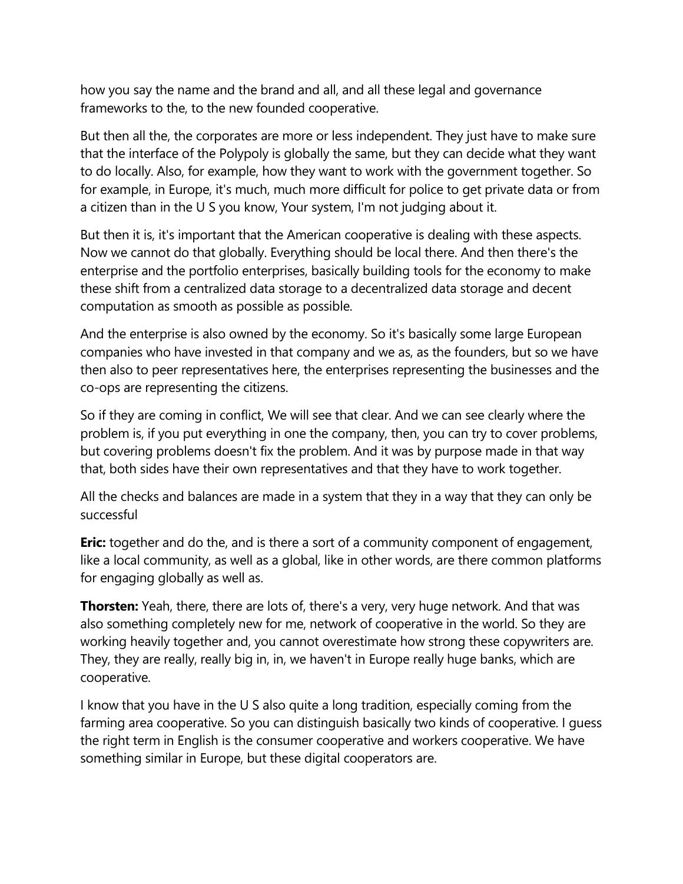how you say the name and the brand and all, and all these legal and governance frameworks to the, to the new founded cooperative.

But then all the, the corporates are more or less independent. They just have to make sure that the interface of the Polypoly is globally the same, but they can decide what they want to do locally. Also, for example, how they want to work with the government together. So for example, in Europe, it's much, much more difficult for police to get private data or from a citizen than in the U S you know, Your system, I'm not judging about it.

But then it is, it's important that the American cooperative is dealing with these aspects. Now we cannot do that globally. Everything should be local there. And then there's the enterprise and the portfolio enterprises, basically building tools for the economy to make these shift from a centralized data storage to a decentralized data storage and decent computation as smooth as possible as possible.

And the enterprise is also owned by the economy. So it's basically some large European companies who have invested in that company and we as, as the founders, but so we have then also to peer representatives here, the enterprises representing the businesses and the co-ops are representing the citizens.

So if they are coming in conflict, We will see that clear. And we can see clearly where the problem is, if you put everything in one the company, then, you can try to cover problems, but covering problems doesn't fix the problem. And it was by purpose made in that way that, both sides have their own representatives and that they have to work together.

All the checks and balances are made in a system that they in a way that they can only be successful

**Eric:** together and do the, and is there a sort of a community component of engagement, like a local community, as well as a global, like in other words, are there common platforms for engaging globally as well as.

**Thorsten:** Yeah, there, there are lots of, there's a very, very huge network. And that was also something completely new for me, network of cooperative in the world. So they are working heavily together and, you cannot overestimate how strong these copywriters are. They, they are really, really big in, in, we haven't in Europe really huge banks, which are cooperative.

I know that you have in the U S also quite a long tradition, especially coming from the farming area cooperative. So you can distinguish basically two kinds of cooperative. I guess the right term in English is the consumer cooperative and workers cooperative. We have something similar in Europe, but these digital cooperators are.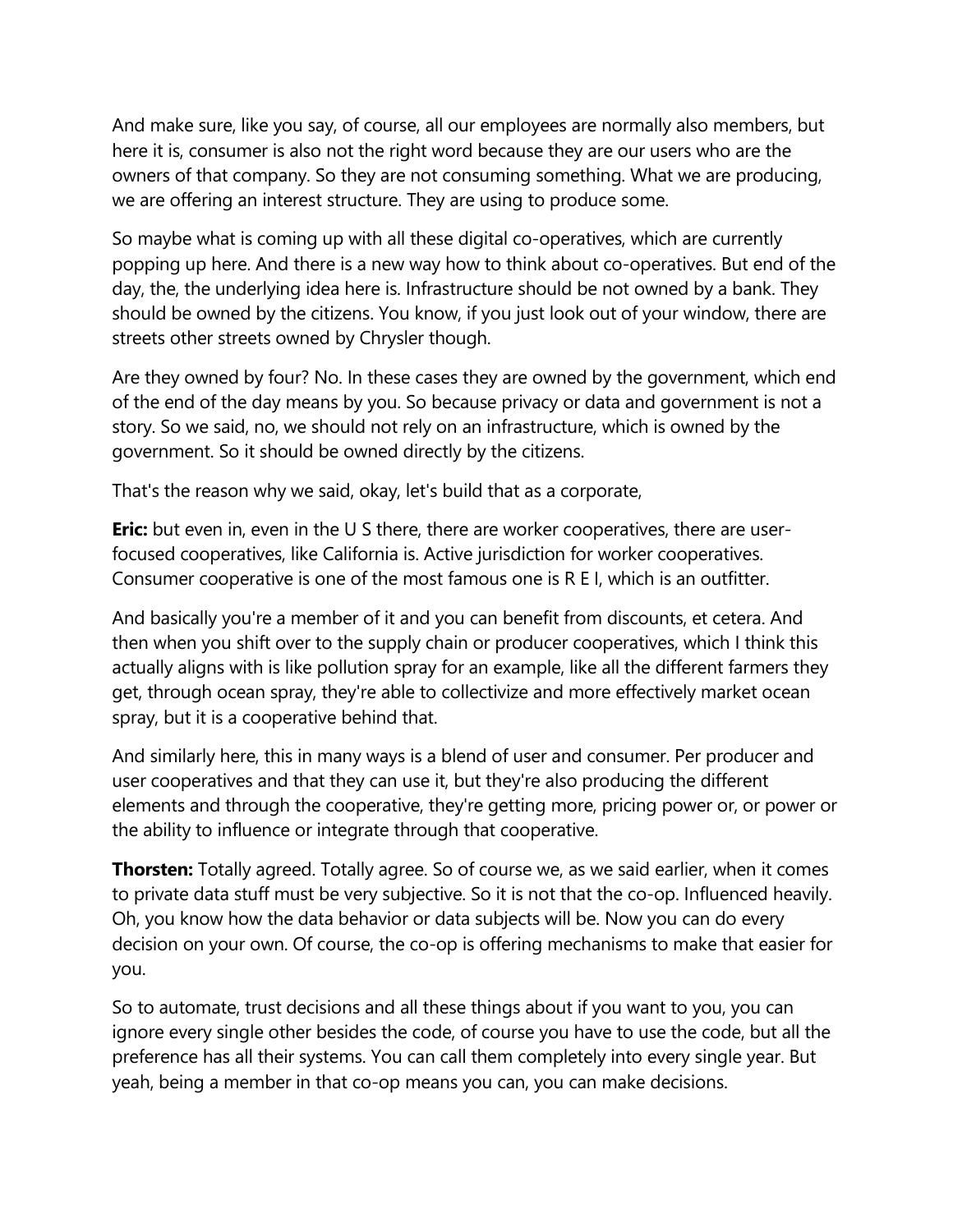And make sure, like you say, of course, all our employees are normally also members, but here it is, consumer is also not the right word because they are our users who are the owners of that company. So they are not consuming something. What we are producing, we are offering an interest structure. They are using to produce some.

So maybe what is coming up with all these digital co-operatives, which are currently popping up here. And there is a new way how to think about co-operatives. But end of the day, the, the underlying idea here is. Infrastructure should be not owned by a bank. They should be owned by the citizens. You know, if you just look out of your window, there are streets other streets owned by Chrysler though.

Are they owned by four? No. In these cases they are owned by the government, which end of the end of the day means by you. So because privacy or data and government is not a story. So we said, no, we should not rely on an infrastructure, which is owned by the government. So it should be owned directly by the citizens.

That's the reason why we said, okay, let's build that as a corporate,

**Eric:** but even in, even in the U S there, there are worker cooperatives, there are user-focused cooperatives, like California is. Active jurisdiction for worker cooperatives. Consumer cooperative is one of the most famous one is R E I, which is an outfitter.

And basically you're a member of it and you can benefit from discounts, et cetera. And then when you shift over to the supply chain or producer cooperatives, which I think this actually aligns with is like pollution spray for an example, like all the different farmers they get, through ocean spray, they're able to collectivize and more effectively market ocean spray, but it is a cooperative behind that.

And similarly here, this in many ways is a blend of user and consumer. Per producer and user cooperatives and that they can use it, but they're also producing the different elements and through the cooperative, they're getting more, pricing power or, or power or the ability to influence or integrate through that cooperative.

**Thorsten:** Totally agreed. Totally agree. So of course we, as we said earlier, when it comes to private data stuff must be very subjective. So it is not that the co-op. Influenced heavily. Oh, you know how the data behavior or data subjects will be. Now you can do every decision on your own. Of course, the co-op is offering mechanisms to make that easier for you.

So to automate, trust decisions and all these things about if you want to you, you can ignore every single other besides the code, of course you have to use the code, but all the preference has all their systems. You can call them completely into every single year. But yeah, being a member in that co-op means you can, you can make decisions.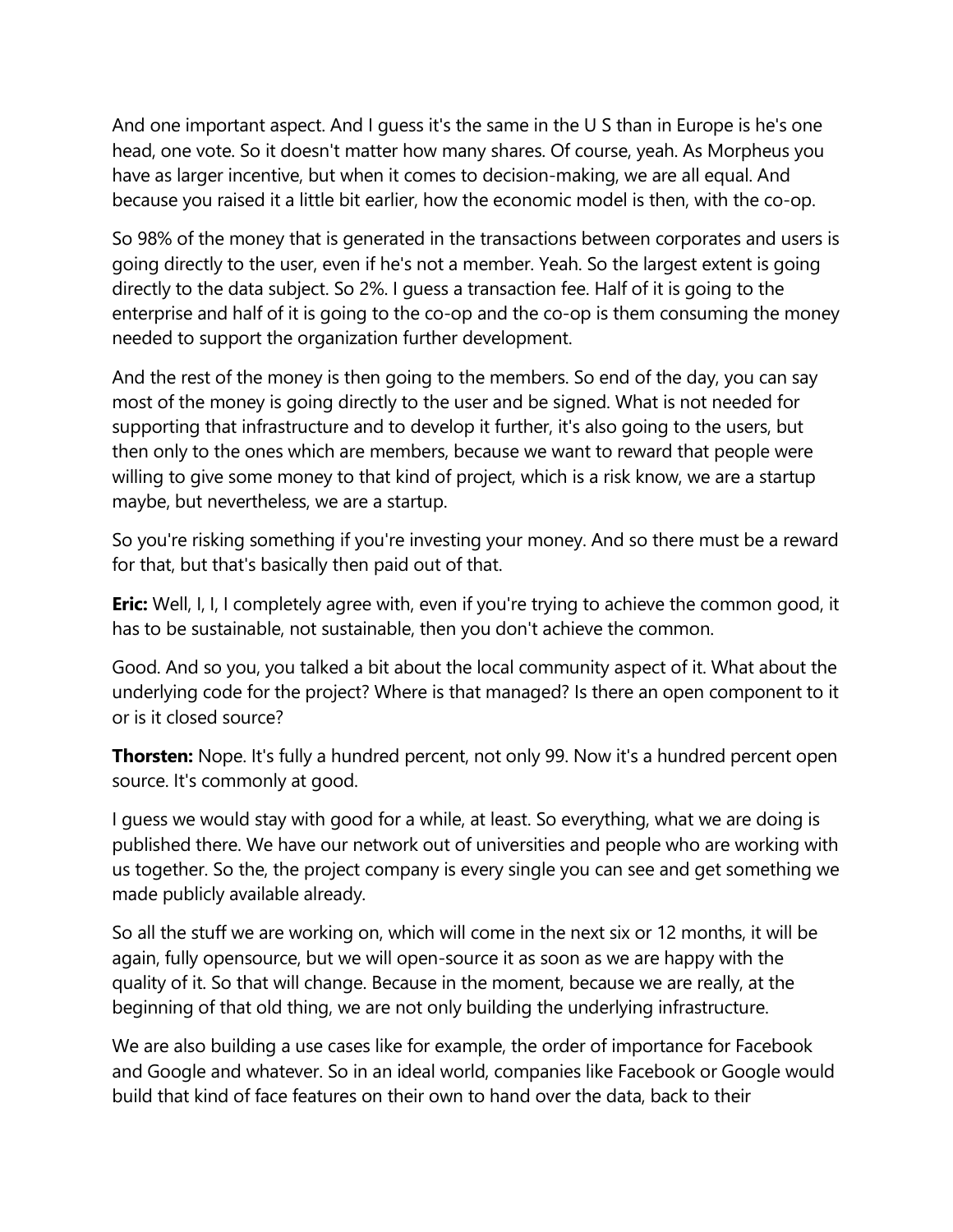And one important aspect. And I guess it's the same in the U S than in Europe is he's one head, one vote. So it doesn't matter how many shares. Of course, yeah. As Morpheus you have as larger incentive, but when it comes to decision-making, we are all equal. And because you raised it a little bit earlier, how the economic model is then, with the co-op.

So 98% of the money that is generated in the transactions between corporates and users is going directly to the user, even if he's not a member. Yeah. So the largest extent is going directly to the data subject. So 2%. I guess a transaction fee. Half of it is going to the enterprise and half of it is going to the co-op and the co-op is them consuming the money needed to support the organization further development.

And the rest of the money is then going to the members. So end of the day, you can say most of the money is going directly to the user and be signed. What is not needed for supporting that infrastructure and to develop it further, it's also going to the users, but then only to the ones which are members, because we want to reward that people were willing to give some money to that kind of project, which is a risk know, we are a startup maybe, but nevertheless, we are a startup.

So you're risking something if you're investing your money. And so there must be a reward for that, but that's basically then paid out of that.

**Eric:** Well, I, I, I completely agree with, even if you're trying to achieve the common good, it has to be sustainable, not sustainable, then you don't achieve the common.

Good. And so you, you talked a bit about the local community aspect of it. What about the underlying code for the project? Where is that managed? Is there an open component to it or is it closed source?

**Thorsten:** Nope. It's fully a hundred percent, not only 99. Now it's a hundred percent open source. It's commonly at good.

I guess we would stay with good for a while, at least. So everything, what we are doing is published there. We have our network out of universities and people who are working with us together. So the, the project company is every single you can see and get something we made publicly available already.

So all the stuff we are working on, which will come in the next six or 12 months, it will be again, fully opensource, but we will open-source it as soon as we are happy with the quality of it. So that will change. Because in the moment, because we are really, at the beginning of that old thing, we are not only building the underlying infrastructure.

We are also building a use cases like for example, the order of importance for Facebook and Google and whatever. So in an ideal world, companies like Facebook or Google would build that kind of face features on their own to hand over the data, back to their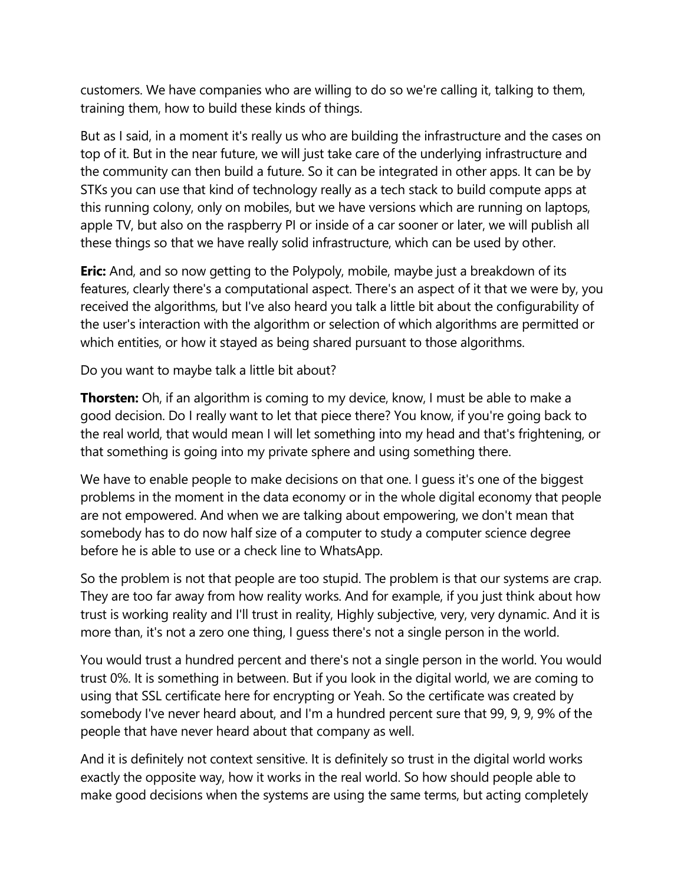customers. We have companies who are willing to do so we're calling it, talking to them, training them, how to build these kinds of things.

But as I said, in a moment it's really us who are building the infrastructure and the cases on top of it. But in the near future, we will just take care of the underlying infrastructure and the community can then build a future. So it can be integrated in other apps. It can be by STKs you can use that kind of technology really as a tech stack to build compute apps at this running colony, only on mobiles, but we have versions which are running on laptops, apple TV, but also on the raspberry PI or inside of a car sooner or later, we will publish all these things so that we have really solid infrastructure, which can be used by other.

**Eric:** And, and so now getting to the Polypoly, mobile, maybe just a breakdown of its features, clearly there's a computational aspect. There's an aspect of it that we were by, you received the algorithms, but I've also heard you talk a little bit about the configurability of the user's interaction with the algorithm or selection of which algorithms are permitted or which entities, or how it stayed as being shared pursuant to those algorithms.

Do you want to maybe talk a little bit about?

**Thorsten:** Oh, if an algorithm is coming to my device, know, I must be able to make a good decision. Do I really want to let that piece there? You know, if you're going back to the real world, that would mean I will let something into my head and that's frightening, or that something is going into my private sphere and using something there.

We have to enable people to make decisions on that one. I guess it's one of the biggest problems in the moment in the data economy or in the whole digital economy that people are not empowered. And when we are talking about empowering, we don't mean that somebody has to do now half size of a computer to study a computer science degree before he is able to use or a check line to WhatsApp.

So the problem is not that people are too stupid. The problem is that our systems are crap. They are too far away from how reality works. And for example, if you just think about how trust is working reality and I'll trust in reality, Highly subjective, very, very dynamic. And it is more than, it's not a zero one thing, I guess there's not a single person in the world.

You would trust a hundred percent and there's not a single person in the world. You would trust 0%. It is something in between. But if you look in the digital world, we are coming to using that SSL certificate here for encrypting or Yeah. So the certificate was created by somebody I've never heard about, and I'm a hundred percent sure that 99, 9, 9, 9% of the people that have never heard about that company as well.

And it is definitely not context sensitive. It is definitely so trust in the digital world works exactly the opposite way, how it works in the real world. So how should people able to make good decisions when the systems are using the same terms, but acting completely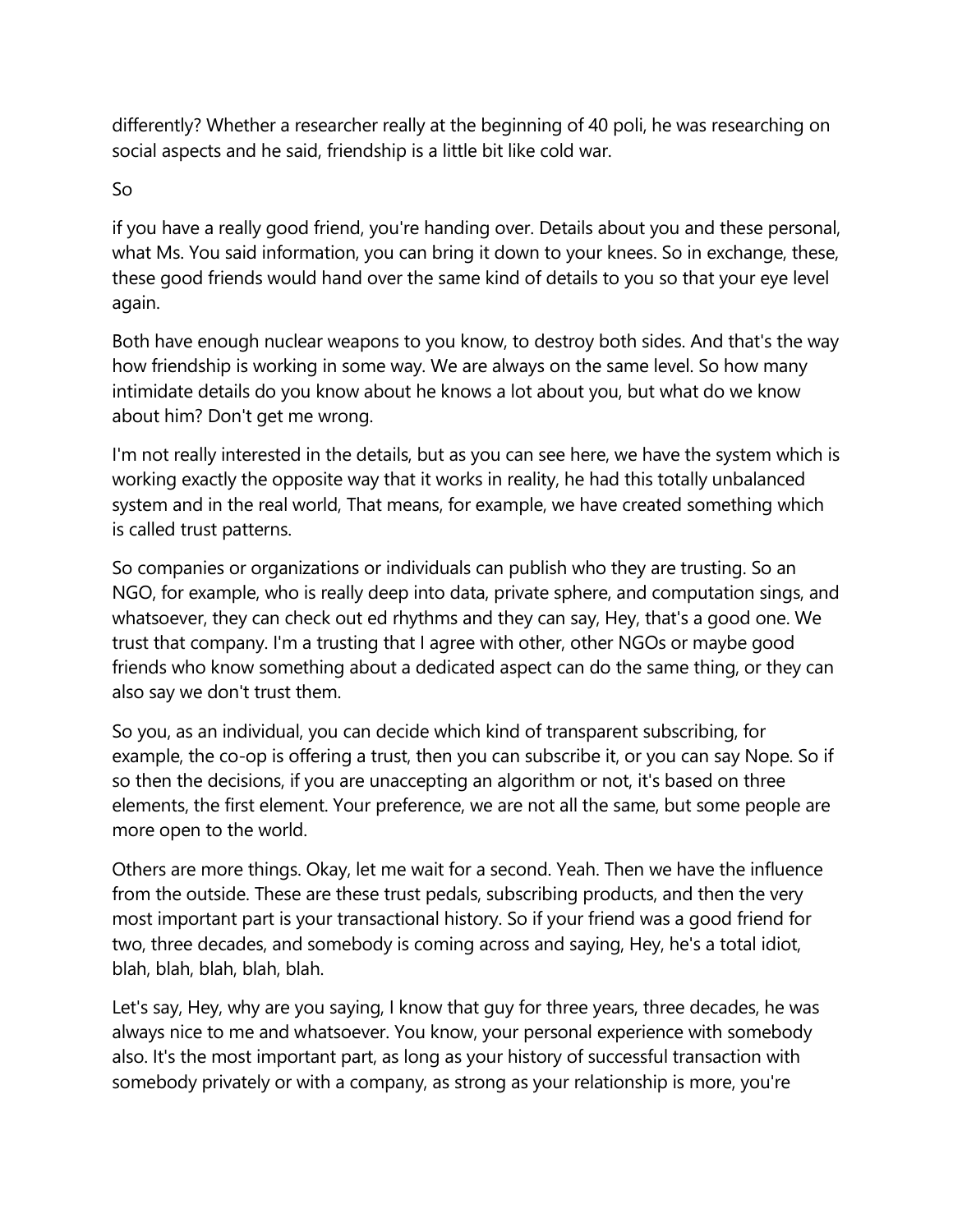differently? Whether a researcher really at the beginning of 40 poli, he was researching on social aspects and he said, friendship is a little bit like cold war.

So

if you have a really good friend, you're handing over. Details about you and these personal, what Ms. You said information, you can bring it down to your knees. So in exchange, these, these good friends would hand over the same kind of details to you so that your eye level again.

Both have enough nuclear weapons to you know, to destroy both sides. And that's the way how friendship is working in some way. We are always on the same level. So how many intimidate details do you know about he knows a lot about you, but what do we know about him? Don't get me wrong.

I'm not really interested in the details, but as you can see here, we have the system which is working exactly the opposite way that it works in reality, he had this totally unbalanced system and in the real world, That means, for example, we have created something which is called trust patterns.

So companies or organizations or individuals can publish who they are trusting. So an NGO, for example, who is really deep into data, private sphere, and computation sings, and whatsoever, they can check out ed rhythms and they can say, Hey, that's a good one. We trust that company. I'm a trusting that I agree with other, other NGOs or maybe good friends who know something about a dedicated aspect can do the same thing, or they can also say we don't trust them.

So you, as an individual, you can decide which kind of transparent subscribing, for example, the co-op is offering a trust, then you can subscribe it, or you can say Nope. So if so then the decisions, if you are unaccepting an algorithm or not, it's based on three elements, the first element. Your preference, we are not all the same, but some people are more open to the world.

Others are more things. Okay, let me wait for a second. Yeah. Then we have the influence from the outside. These are these trust pedals, subscribing products, and then the very most important part is your transactional history. So if your friend was a good friend for two, three decades, and somebody is coming across and saying, Hey, he's a total idiot, blah, blah, blah, blah, blah.

Let's say, Hey, why are you saying, I know that guy for three years, three decades, he was always nice to me and whatsoever. You know, your personal experience with somebody also. It's the most important part, as long as your history of successful transaction with somebody privately or with a company, as strong as your relationship is more, you're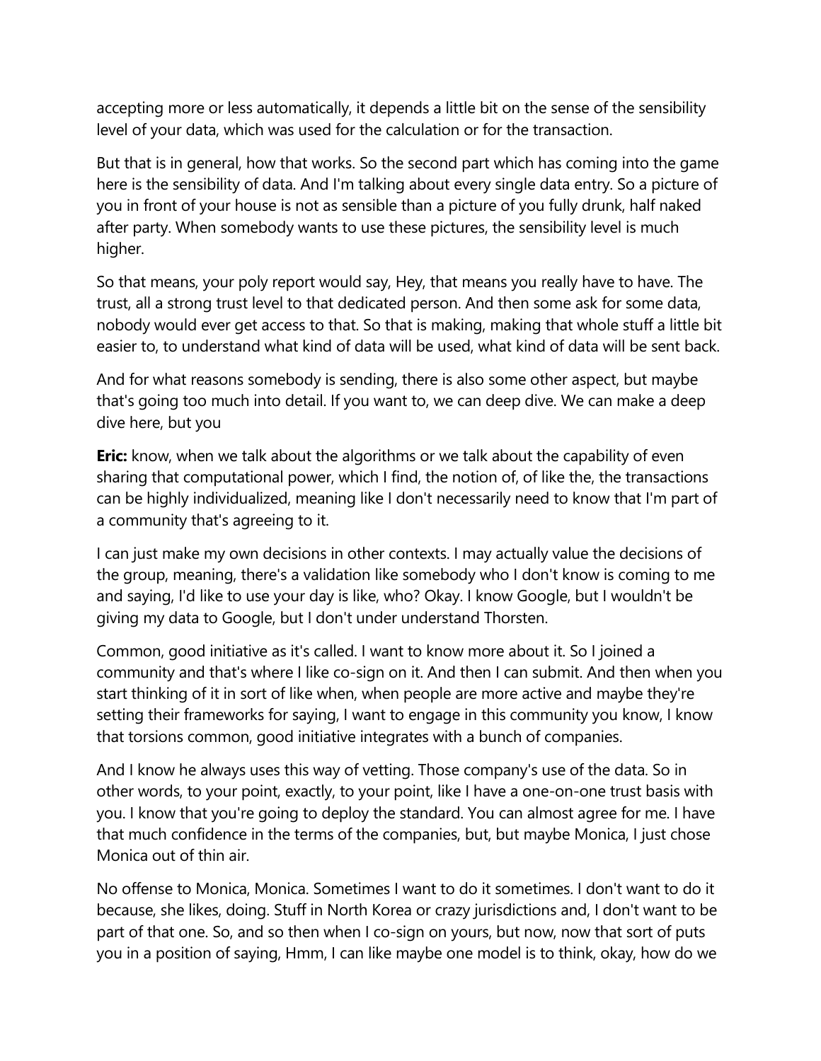accepting more or less automatically, it depends a little bit on the sense of the sensibility level of your data, which was used for the calculation or for the transaction.

But that is in general, how that works. So the second part which has coming into the game here is the sensibility of data. And I'm talking about every single data entry. So a picture of you in front of your house is not as sensible than a picture of you fully drunk, half naked after party. When somebody wants to use these pictures, the sensibility level is much higher.

So that means, your poly report would say, Hey, that means you really have to have. The trust, all a strong trust level to that dedicated person. And then some ask for some data, nobody would ever get access to that. So that is making, making that whole stuff a little bit easier to, to understand what kind of data will be used, what kind of data will be sent back.

And for what reasons somebody is sending, there is also some other aspect, but maybe that's going too much into detail. If you want to, we can deep dive. We can make a deep dive here, but you

**Eric:** know, when we talk about the algorithms or we talk about the capability of even sharing that computational power, which I find, the notion of, of like the, the transactions can be highly individualized, meaning like I don't necessarily need to know that I'm part of a community that's agreeing to it.

I can just make my own decisions in other contexts. I may actually value the decisions of the group, meaning, there's a validation like somebody who I don't know is coming to me and saying, I'd like to use your day is like, who? Okay. I know Google, but I wouldn't be giving my data to Google, but I don't under understand Thorsten.

Common, good initiative as it's called. I want to know more about it. So I joined a community and that's where I like co-sign on it. And then I can submit. And then when you start thinking of it in sort of like when, when people are more active and maybe they're setting their frameworks for saying, I want to engage in this community you know, I know that torsions common, good initiative integrates with a bunch of companies.

And I know he always uses this way of vetting. Those company's use of the data. So in other words, to your point, exactly, to your point, like I have a one-on-one trust basis with you. I know that you're going to deploy the standard. You can almost agree for me. I have that much confidence in the terms of the companies, but, but maybe Monica, I just chose Monica out of thin air.

No offense to Monica, Monica. Sometimes I want to do it sometimes. I don't want to do it because, she likes, doing. Stuff in North Korea or crazy jurisdictions and, I don't want to be part of that one. So, and so then when I co-sign on yours, but now, now that sort of puts you in a position of saying, Hmm, I can like maybe one model is to think, okay, how do we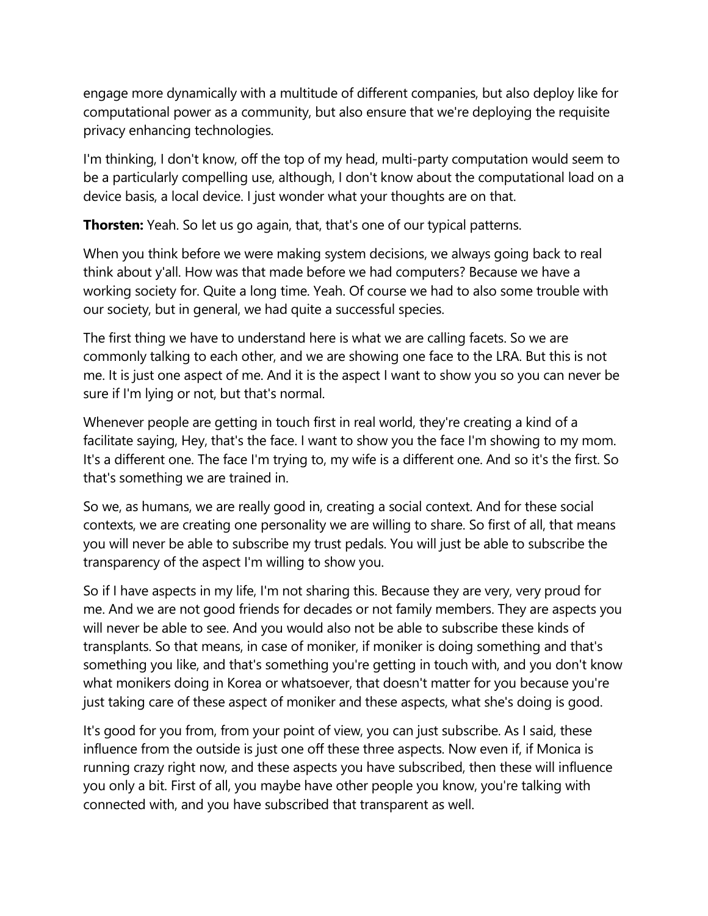engage more dynamically with a multitude of different companies, but also deploy like for computational power as a community, but also ensure that we're deploying the requisite privacy enhancing technologies.

I'm thinking, I don't know, off the top of my head, multi-party computation would seem to be a particularly compelling use, although, I don't know about the computational load on a device basis, a local device. I just wonder what your thoughts are on that.

**Thorsten:** Yeah. So let us go again, that, that's one of our typical patterns.

When you think before we were making system decisions, we always going back to real think about y'all. How was that made before we had computers? Because we have a working society for. Quite a long time. Yeah. Of course we had to also some trouble with our society, but in general, we had quite a successful species.

The first thing we have to understand here is what we are calling facets. So we are commonly talking to each other, and we are showing one face to the LRA. But this is not me. It is just one aspect of me. And it is the aspect I want to show you so you can never be sure if I'm lying or not, but that's normal.

Whenever people are getting in touch first in real world, they're creating a kind of a facilitate saying, Hey, that's the face. I want to show you the face I'm showing to my mom. It's a different one. The face I'm trying to, my wife is a different one. And so it's the first. So that's something we are trained in.

So we, as humans, we are really good in, creating a social context. And for these social contexts, we are creating one personality we are willing to share. So first of all, that means you will never be able to subscribe my trust pedals. You will just be able to subscribe the transparency of the aspect I'm willing to show you.

So if I have aspects in my life, I'm not sharing this. Because they are very, very proud for me. And we are not good friends for decades or not family members. They are aspects you will never be able to see. And you would also not be able to subscribe these kinds of transplants. So that means, in case of moniker, if moniker is doing something and that's something you like, and that's something you're getting in touch with, and you don't know what monikers doing in Korea or whatsoever, that doesn't matter for you because you're just taking care of these aspect of moniker and these aspects, what she's doing is good.

It's good for you from, from your point of view, you can just subscribe. As I said, these influence from the outside is just one off these three aspects. Now even if, if Monica is running crazy right now, and these aspects you have subscribed, then these will influence you only a bit. First of all, you maybe have other people you know, you're talking with connected with, and you have subscribed that transparent as well.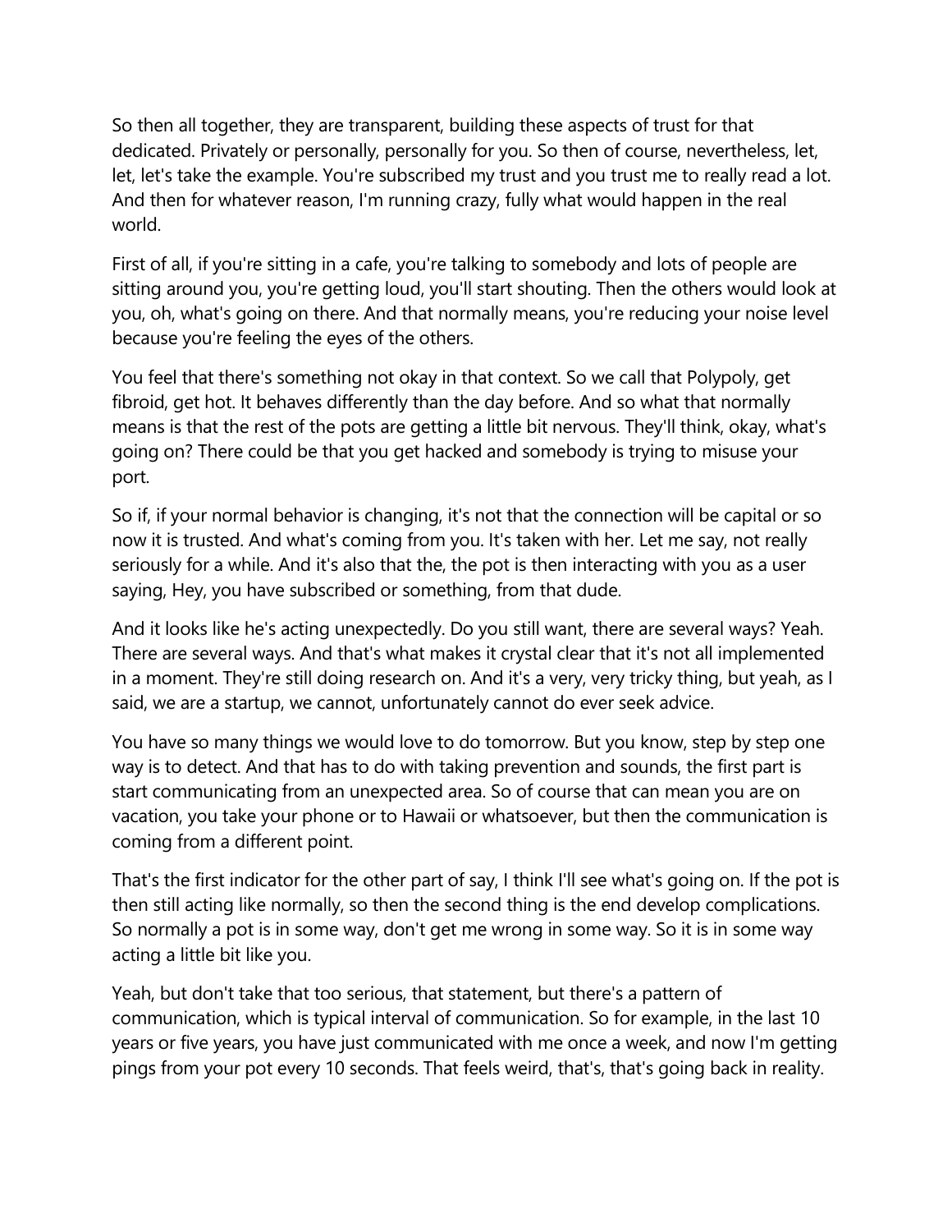So then all together, they are transparent, building these aspects of trust for that dedicated. Privately or personally, personally for you. So then of course, nevertheless, let, let, let's take the example. You're subscribed my trust and you trust me to really read a lot. And then for whatever reason, I'm running crazy, fully what would happen in the real world.

First of all, if you're sitting in a cafe, you're talking to somebody and lots of people are sitting around you, you're getting loud, you'll start shouting. Then the others would look at you, oh, what's going on there. And that normally means, you're reducing your noise level because you're feeling the eyes of the others.

You feel that there's something not okay in that context. So we call that Polypoly, get fibroid, get hot. It behaves differently than the day before. And so what that normally means is that the rest of the pots are getting a little bit nervous. They'll think, okay, what's going on? There could be that you get hacked and somebody is trying to misuse your port.

So if, if your normal behavior is changing, it's not that the connection will be capital or so now it is trusted. And what's coming from you. It's taken with her. Let me say, not really seriously for a while. And it's also that the, the pot is then interacting with you as a user saying, Hey, you have subscribed or something, from that dude.

And it looks like he's acting unexpectedly. Do you still want, there are several ways? Yeah. There are several ways. And that's what makes it crystal clear that it's not all implemented in a moment. They're still doing research on. And it's a very, very tricky thing, but yeah, as I said, we are a startup, we cannot, unfortunately cannot do ever seek advice.

You have so many things we would love to do tomorrow. But you know, step by step one way is to detect. And that has to do with taking prevention and sounds, the first part is start communicating from an unexpected area. So of course that can mean you are on vacation, you take your phone or to Hawaii or whatsoever, but then the communication is coming from a different point.

That's the first indicator for the other part of say, I think I'll see what's going on. If the pot is then still acting like normally, so then the second thing is the end develop complications. So normally a pot is in some way, don't get me wrong in some way. So it is in some way acting a little bit like you.

Yeah, but don't take that too serious, that statement, but there's a pattern of communication, which is typical interval of communication. So for example, in the last 10 years or five years, you have just communicated with me once a week, and now I'm getting pings from your pot every 10 seconds. That feels weird, that's, that's going back in reality.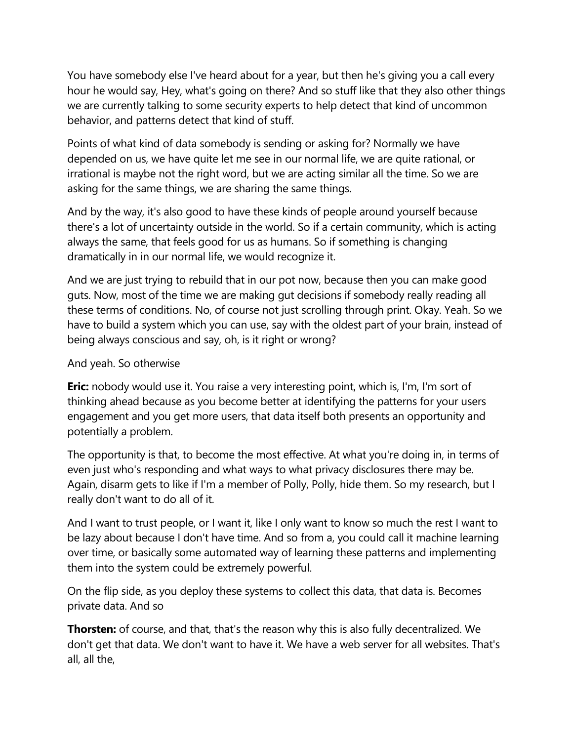You have somebody else I've heard about for a year, but then he's giving you a call every hour he would say, Hey, what's going on there? And so stuff like that they also other things we are currently talking to some security experts to help detect that kind of uncommon behavior, and patterns detect that kind of stuff.

Points of what kind of data somebody is sending or asking for? Normally we have depended on us, we have quite let me see in our normal life, we are quite rational, or irrational is maybe not the right word, but we are acting similar all the time. So we are asking for the same things, we are sharing the same things.

And by the way, it's also good to have these kinds of people around yourself because there's a lot of uncertainty outside in the world. So if a certain community, which is acting always the same, that feels good for us as humans. So if something is changing dramatically in in our normal life, we would recognize it.

And we are just trying to rebuild that in our pot now, because then you can make good guts. Now, most of the time we are making gut decisions if somebody really reading all these terms of conditions. No, of course not just scrolling through print. Okay. Yeah. So we have to build a system which you can use, say with the oldest part of your brain, instead of being always conscious and say, oh, is it right or wrong?

And yeah. So otherwise

**Eric:** nobody would use it. You raise a very interesting point, which is, I'm, I'm sort of thinking ahead because as you become better at identifying the patterns for your users engagement and you get more users, that data itself both presents an opportunity and potentially a problem.

The opportunity is that, to become the most effective. At what you're doing in, in terms of even just who's responding and what ways to what privacy disclosures there may be. Again, disarm gets to like if I'm a member of Polly, Polly, hide them. So my research, but I really don't want to do all of it.

And I want to trust people, or I want it, like I only want to know so much the rest I want to be lazy about because I don't have time. And so from a, you could call it machine learning over time, or basically some automated way of learning these patterns and implementing them into the system could be extremely powerful.

On the flip side, as you deploy these systems to collect this data, that data is. Becomes private data. And so

**Thorsten:** of course, and that, that's the reason why this is also fully decentralized. We don't get that data. We don't want to have it. We have a web server for all websites. That's all, all the,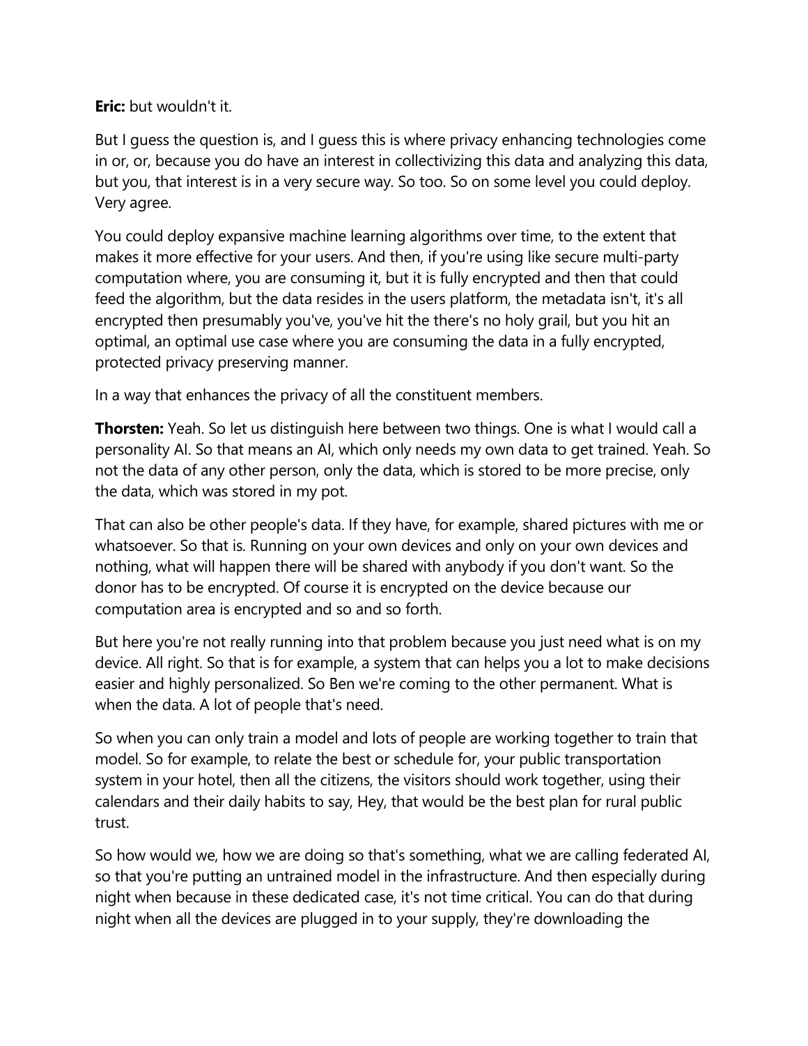**Eric:** but wouldn't it.

But I guess the question is, and I guess this is where privacy enhancing technologies come in or, or, because you do have an interest in collectivizing this data and analyzing this data, but you, that interest is in a very secure way. So too. So on some level you could deploy. Very agree.

You could deploy expansive machine learning algorithms over time, to the extent that makes it more effective for your users. And then, if you're using like secure multi-party computation where, you are consuming it, but it is fully encrypted and then that could feed the algorithm, but the data resides in the users platform, the metadata isn't, it's all encrypted then presumably you've, you've hit the there's no holy grail, but you hit an optimal, an optimal use case where you are consuming the data in a fully encrypted, protected privacy preserving manner.

In a way that enhances the privacy of all the constituent members.

**Thorsten:** Yeah. So let us distinguish here between two things. One is what I would call a personality AI. So that means an AI, which only needs my own data to get trained. Yeah. So not the data of any other person, only the data, which is stored to be more precise, only the data, which was stored in my pot.

That can also be other people's data. If they have, for example, shared pictures with me or whatsoever. So that is. Running on your own devices and only on your own devices and nothing, what will happen there will be shared with anybody if you don't want. So the donor has to be encrypted. Of course it is encrypted on the device because our computation area is encrypted and so and so forth.

But here you're not really running into that problem because you just need what is on my device. All right. So that is for example, a system that can helps you a lot to make decisions easier and highly personalized. So Ben we're coming to the other permanent. What is when the data. A lot of people that's need.

So when you can only train a model and lots of people are working together to train that model. So for example, to relate the best or schedule for, your public transportation system in your hotel, then all the citizens, the visitors should work together, using their calendars and their daily habits to say, Hey, that would be the best plan for rural public trust.

So how would we, how we are doing so that's something, what we are calling federated AI, so that you're putting an untrained model in the infrastructure. And then especially during night when because in these dedicated case, it's not time critical. You can do that during night when all the devices are plugged in to your supply, they're downloading the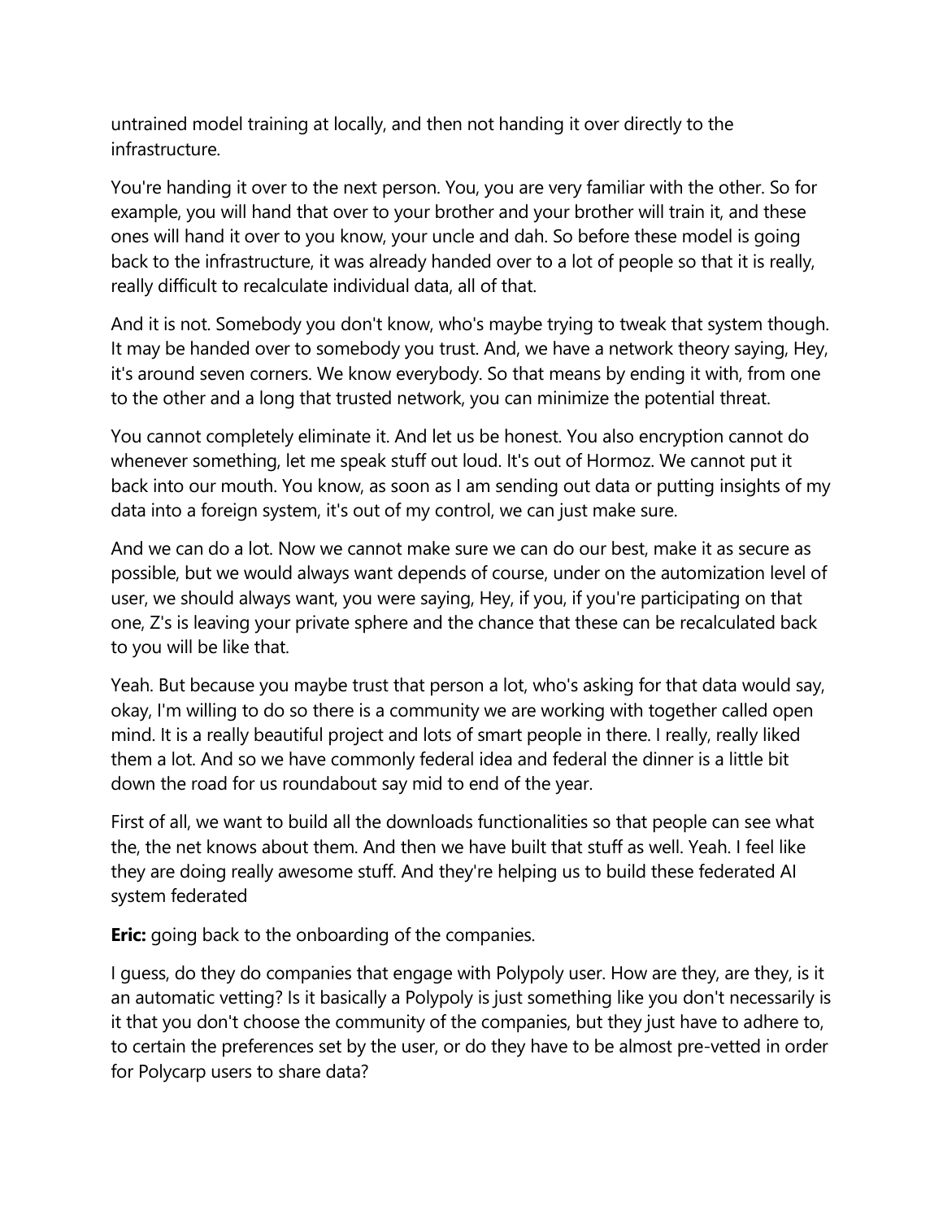untrained model training at locally, and then not handing it over directly to the infrastructure.

You're handing it over to the next person. You, you are very familiar with the other. So for example, you will hand that over to your brother and your brother will train it, and these ones will hand it over to you know, your uncle and dah. So before these model is going back to the infrastructure, it was already handed over to a lot of people so that it is really, really difficult to recalculate individual data, all of that.

And it is not. Somebody you don't know, who's maybe trying to tweak that system though. It may be handed over to somebody you trust. And, we have a network theory saying, Hey, it's around seven corners. We know everybody. So that means by ending it with, from one to the other and a long that trusted network, you can minimize the potential threat.

You cannot completely eliminate it. And let us be honest. You also encryption cannot do whenever something, let me speak stuff out loud. It's out of Hormoz. We cannot put it back into our mouth. You know, as soon as I am sending out data or putting insights of my data into a foreign system, it's out of my control, we can just make sure.

And we can do a lot. Now we cannot make sure we can do our best, make it as secure as possible, but we would always want depends of course, under on the automization level of user, we should always want, you were saying, Hey, if you, if you're participating on that one, Z's is leaving your private sphere and the chance that these can be recalculated back to you will be like that.

Yeah. But because you maybe trust that person a lot, who's asking for that data would say, okay, I'm willing to do so there is a community we are working with together called open mind. It is a really beautiful project and lots of smart people in there. I really, really liked them a lot. And so we have commonly federal idea and federal the dinner is a little bit down the road for us roundabout say mid to end of the year.

First of all, we want to build all the downloads functionalities so that people can see what the, the net knows about them. And then we have built that stuff as well. Yeah. I feel like they are doing really awesome stuff. And they're helping us to build these federated AI system federated

**Eric:** going back to the onboarding of the companies.

I guess, do they do companies that engage with Polypoly user. How are they, are they, is it an automatic vetting? Is it basically a Polypoly is just something like you don't necessarily is it that you don't choose the community of the companies, but they just have to adhere to, to certain the preferences set by the user, or do they have to be almost pre-vetted in order for Polycarp users to share data?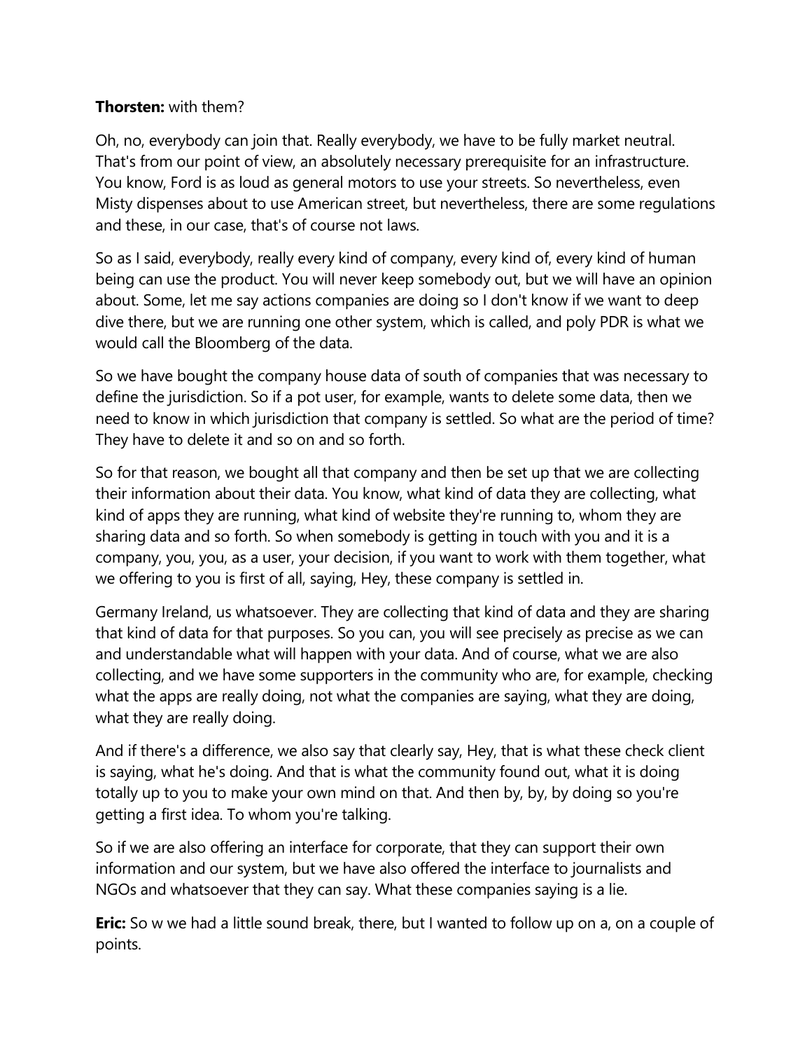**Thorsten:** with them?

Oh, no, everybody can join that. Really everybody, we have to be fully market neutral. That's from our point of view, an absolutely necessary prerequisite for an infrastructure. You know, Ford is as loud as general motors to use your streets. So nevertheless, even Misty dispenses about to use American street, but nevertheless, there are some regulations and these, in our case, that's of course not laws.

So as I said, everybody, really every kind of company, every kind of, every kind of human being can use the product. You will never keep somebody out, but we will have an opinion about. Some, let me say actions companies are doing so I don't know if we want to deep dive there, but we are running one other system, which is called, and poly PDR is what we would call the Bloomberg of the data.

So we have bought the company house data of south of companies that was necessary to define the jurisdiction. So if a pot user, for example, wants to delete some data, then we need to know in which jurisdiction that company is settled. So what are the period of time? They have to delete it and so on and so forth.

So for that reason, we bought all that company and then be set up that we are collecting their information about their data. You know, what kind of data they are collecting, what kind of apps they are running, what kind of website they're running to, whom they are sharing data and so forth. So when somebody is getting in touch with you and it is a company, you, you, as a user, your decision, if you want to work with them together, what we offering to you is first of all, saying, Hey, these company is settled in.

Germany Ireland, us whatsoever. They are collecting that kind of data and they are sharing that kind of data for that purposes. So you can, you will see precisely as precise as we can and understandable what will happen with your data. And of course, what we are also collecting, and we have some supporters in the community who are, for example, checking what the apps are really doing, not what the companies are saying, what they are doing, what they are really doing.

And if there's a difference, we also say that clearly say, Hey, that is what these check client is saying, what he's doing. And that is what the community found out, what it is doing totally up to you to make your own mind on that. And then by, by, by doing so you're getting a first idea. To whom you're talking.

So if we are also offering an interface for corporate, that they can support their own information and our system, but we have also offered the interface to journalists and NGOs and whatsoever that they can say. What these companies saying is a lie.

**Eric:** So w we had a little sound break, there, but I wanted to follow up on a, on a couple of points.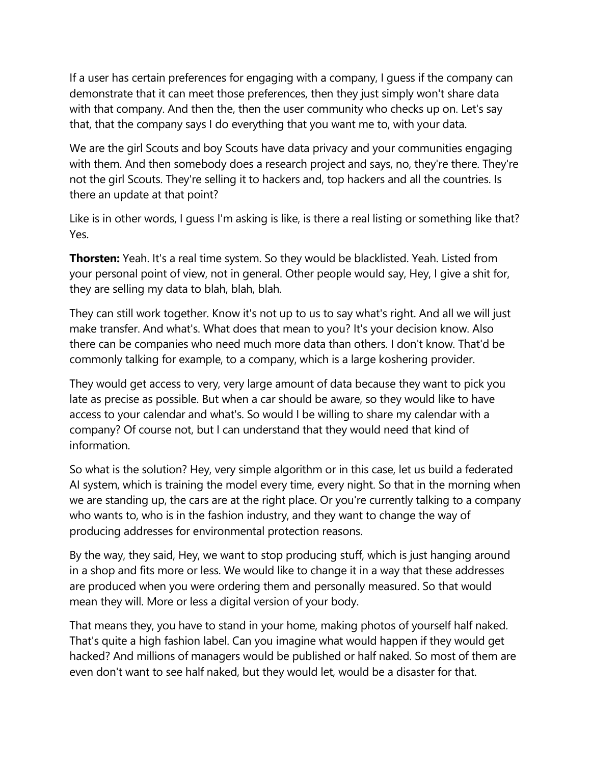If a user has certain preferences for engaging with a company, I guess if the company can demonstrate that it can meet those preferences, then they just simply won't share data with that company. And then the, then the user community who checks up on. Let's say that, that the company says I do everything that you want me to, with your data.

We are the girl Scouts and boy Scouts have data privacy and your communities engaging with them. And then somebody does a research project and says, no, they're there. They're not the girl Scouts. They're selling it to hackers and, top hackers and all the countries. Is there an update at that point?

Like is in other words, I guess I'm asking is like, is there a real listing or something like that? Yes.

**Thorsten:** Yeah. It's a real time system. So they would be blacklisted. Yeah. Listed from your personal point of view, not in general. Other people would say, Hey, I give a shit for, they are selling my data to blah, blah, blah.

They can still work together. Know it's not up to us to say what's right. And all we will just make transfer. And what's. What does that mean to you? It's your decision know. Also there can be companies who need much more data than others. I don't know. That'd be commonly talking for example, to a company, which is a large koshering provider.

They would get access to very, very large amount of data because they want to pick you late as precise as possible. But when a car should be aware, so they would like to have access to your calendar and what's. So would I be willing to share my calendar with a company? Of course not, but I can understand that they would need that kind of information.

So what is the solution? Hey, very simple algorithm or in this case, let us build a federated AI system, which is training the model every time, every night. So that in the morning when we are standing up, the cars are at the right place. Or you're currently talking to a company who wants to, who is in the fashion industry, and they want to change the way of producing addresses for environmental protection reasons.

By the way, they said, Hey, we want to stop producing stuff, which is just hanging around in a shop and fits more or less. We would like to change it in a way that these addresses are produced when you were ordering them and personally measured. So that would mean they will. More or less a digital version of your body.

That means they, you have to stand in your home, making photos of yourself half naked. That's quite a high fashion label. Can you imagine what would happen if they would get hacked? And millions of managers would be published or half naked. So most of them are even don't want to see half naked, but they would let, would be a disaster for that.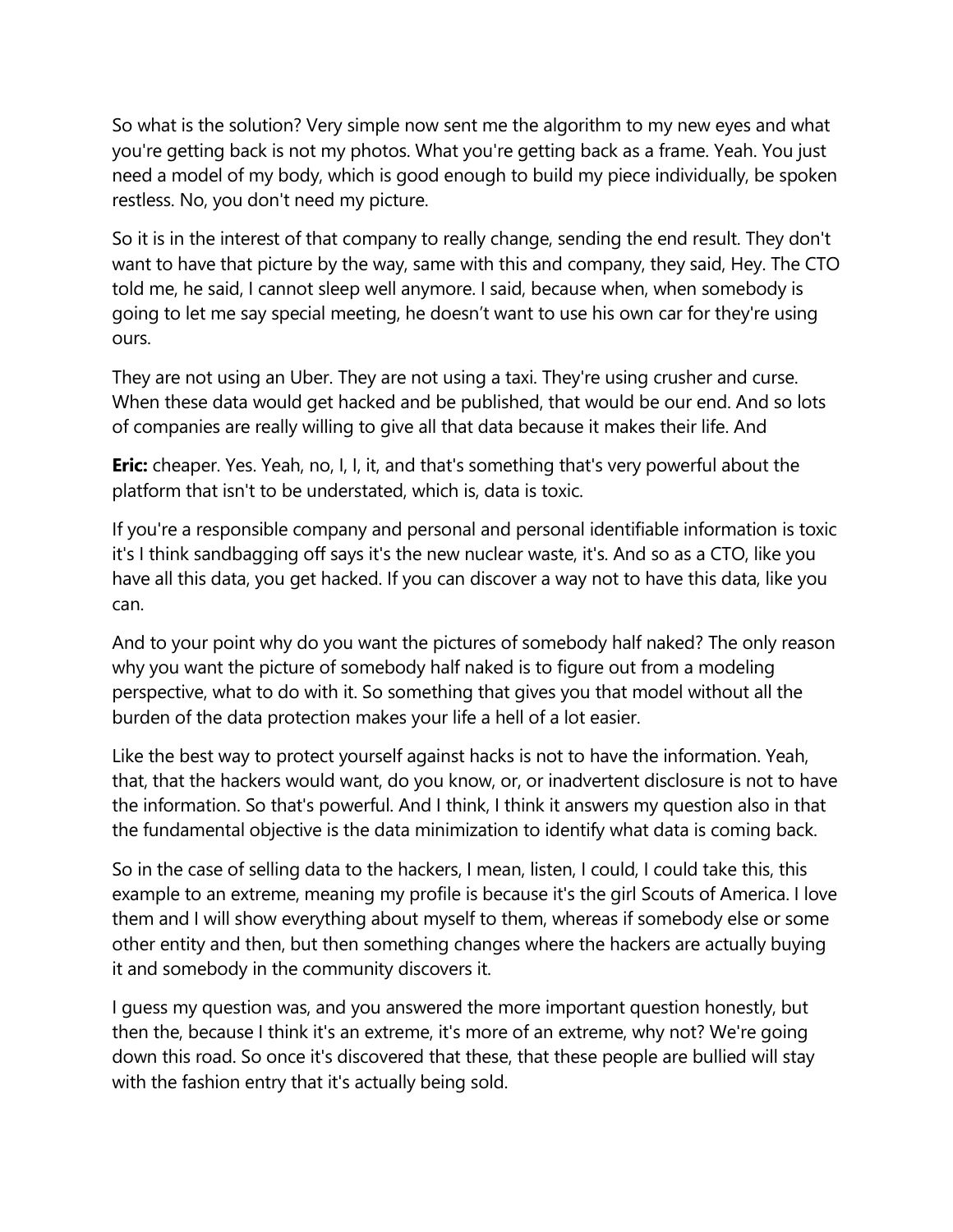So what is the solution? Very simple now sent me the algorithm to my new eyes and what you're getting back is not my photos. What you're getting back as a frame. Yeah. You just need a model of my body, which is good enough to build my piece individually, be spoken restless. No, you don't need my picture.

So it is in the interest of that company to really change, sending the end result. They don't want to have that picture by the way, same with this and company, they said, Hey. The CTO told me, he said, I cannot sleep well anymore. I said, because when, when somebody is going to let me say special meeting, he doesn't want to use his own car for they're using ours.

They are not using an Uber. They are not using a taxi. They're using crusher and curse. When these data would get hacked and be published, that would be our end. And so lots of companies are really willing to give all that data because it makes their life. And

**Eric:** cheaper. Yes. Yeah, no, I, I, it, and that's something that's very powerful about the platform that isn't to be understated, which is, data is toxic.

If you're a responsible company and personal and personal identifiable information is toxic it's I think sandbagging off says it's the new nuclear waste, it's. And so as a CTO, like you have all this data, you get hacked. If you can discover a way not to have this data, like you can.

And to your point why do you want the pictures of somebody half naked? The only reason why you want the picture of somebody half naked is to figure out from a modeling perspective, what to do with it. So something that gives you that model without all the burden of the data protection makes your life a hell of a lot easier.

Like the best way to protect yourself against hacks is not to have the information. Yeah, that, that the hackers would want, do you know, or, or inadvertent disclosure is not to have the information. So that's powerful. And I think, I think it answers my question also in that the fundamental objective is the data minimization to identify what data is coming back.

So in the case of selling data to the hackers, I mean, listen, I could, I could take this, this example to an extreme, meaning my profile is because it's the girl Scouts of America. I love them and I will show everything about myself to them, whereas if somebody else or some other entity and then, but then something changes where the hackers are actually buying it and somebody in the community discovers it.

I guess my question was, and you answered the more important question honestly, but then the, because I think it's an extreme, it's more of an extreme, why not? We're going down this road. So once it's discovered that these, that these people are bullied will stay with the fashion entry that it's actually being sold.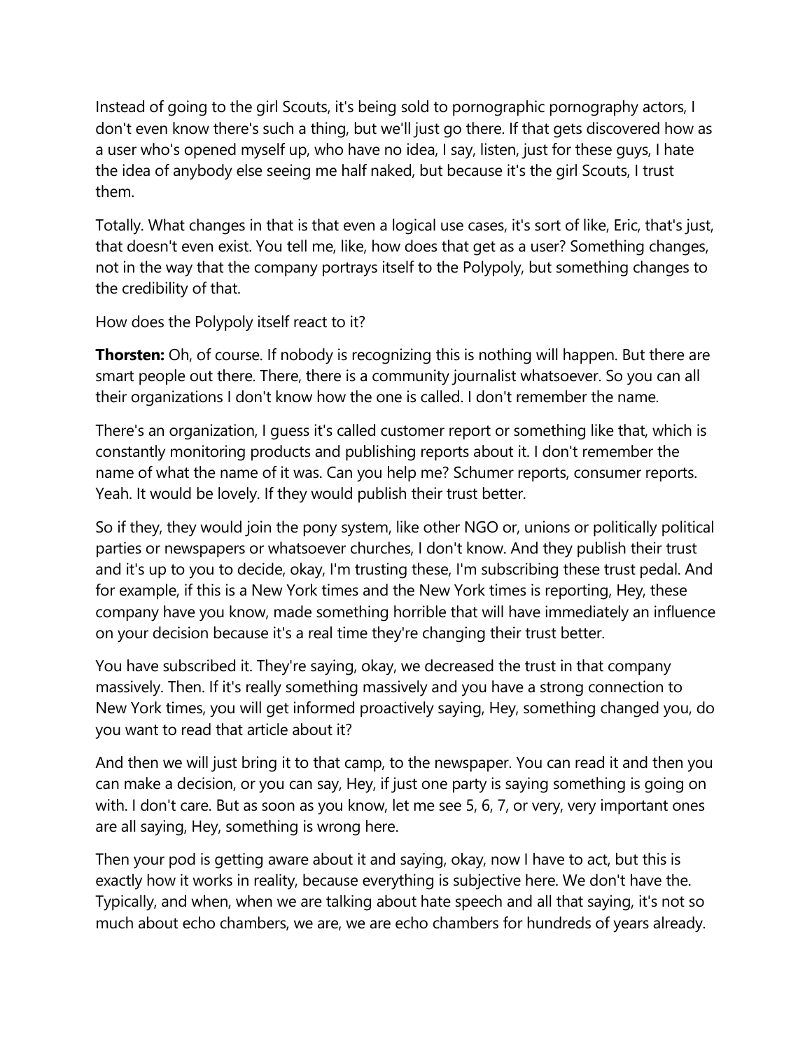Instead of going to the girl Scouts, it's being sold to pornographic pornography actors, I don't even know there's such a thing, but we'll just go there. If that gets discovered how as a user who's opened myself up, who have no idea, I say, listen, just for these guys, I hate the idea of anybody else seeing me half naked, but because it's the girl Scouts, I trust them.

Totally. What changes in that is that even a logical use cases, it's sort of like, Eric, that's just, that doesn't even exist. You tell me, like, how does that get as a user? Something changes, not in the way that the company portrays itself to the Polypoly, but something changes to the credibility of that.

How does the Polypoly itself react to it?

**Thorsten:** Oh, of course. If nobody is recognizing this is nothing will happen. But there are smart people out there. There, there is a community journalist whatsoever. So you can all their organizations I don't know how the one is called. I don't remember the name.

There's an organization, I guess it's called customer report or something like that, which is constantly monitoring products and publishing reports about it. I don't remember the name of what the name of it was. Can you help me? Schumer reports, consumer reports. Yeah. It would be lovely. If they would publish their trust better.

So if they, they would join the pony system, like other NGO or, unions or politically political parties or newspapers or whatsoever churches, I don't know. And they publish their trust and it's up to you to decide, okay, I'm trusting these, I'm subscribing these trust pedal. And for example, if this is a New York times and the New York times is reporting, Hey, these company have you know, made something horrible that will have immediately an influence on your decision because it's a real time they're changing their trust better.

You have subscribed it. They're saying, okay, we decreased the trust in that company massively. Then. If it's really something massively and you have a strong connection to New York times, you will get informed proactively saying, Hey, something changed you, do you want to read that article about it?

And then we will just bring it to that camp, to the newspaper. You can read it and then you can make a decision, or you can say, Hey, if just one party is saying something is going on with. I don't care. But as soon as you know, let me see 5, 6, 7, or very, very important ones are all saying, Hey, something is wrong here.

Then your pod is getting aware about it and saying, okay, now I have to act, but this is exactly how it works in reality, because everything is subjective here. We don't have the. Typically, and when, when we are talking about hate speech and all that saying, it's not so much about echo chambers, we are, we are echo chambers for hundreds of years already.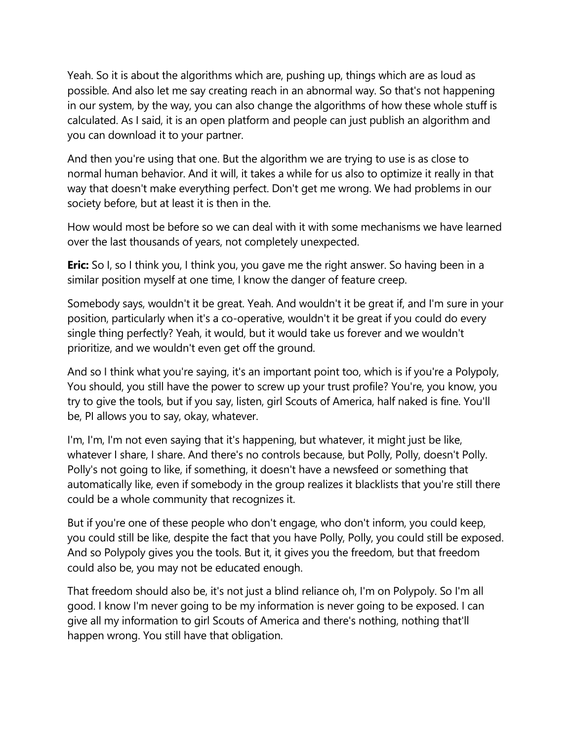Yeah. So it is about the algorithms which are, pushing up, things which are as loud as possible. And also let me say creating reach in an abnormal way. So that's not happening in our system, by the way, you can also change the algorithms of how these whole stuff is calculated. As I said, it is an open platform and people can just publish an algorithm and you can download it to your partner.

And then you're using that one. But the algorithm we are trying to use is as close to normal human behavior. And it will, it takes a while for us also to optimize it really in that way that doesn't make everything perfect. Don't get me wrong. We had problems in our society before, but at least it is then in the.

How would most be before so we can deal with it with some mechanisms we have learned over the last thousands of years, not completely unexpected.

**Eric:** So I, so I think you, I think you, you gave me the right answer. So having been in a similar position myself at one time, I know the danger of feature creep.

Somebody says, wouldn't it be great. Yeah. And wouldn't it be great if, and I'm sure in your position, particularly when it's a co-operative, wouldn't it be great if you could do every single thing perfectly? Yeah, it would, but it would take us forever and we wouldn't prioritize, and we wouldn't even get off the ground.

And so I think what you're saying, it's an important point too, which is if you're a Polypoly, You should, you still have the power to screw up your trust profile? You're, you know, you try to give the tools, but if you say, listen, girl Scouts of America, half naked is fine. You'll be, PI allows you to say, okay, whatever.

I'm, I'm, I'm not even saying that it's happening, but whatever, it might just be like, whatever I share, I share. And there's no controls because, but Polly, Polly, doesn't Polly. Polly's not going to like, if something, it doesn't have a newsfeed or something that automatically like, even if somebody in the group realizes it blacklists that you're still there could be a whole community that recognizes it.

But if you're one of these people who don't engage, who don't inform, you could keep, you could still be like, despite the fact that you have Polly, Polly, you could still be exposed. And so Polypoly gives you the tools. But it, it gives you the freedom, but that freedom could also be, you may not be educated enough.

That freedom should also be, it's not just a blind reliance oh, I'm on Polypoly. So I'm all good. I know I'm never going to be my information is never going to be exposed. I can give all my information to girl Scouts of America and there's nothing, nothing that'll happen wrong. You still have that obligation.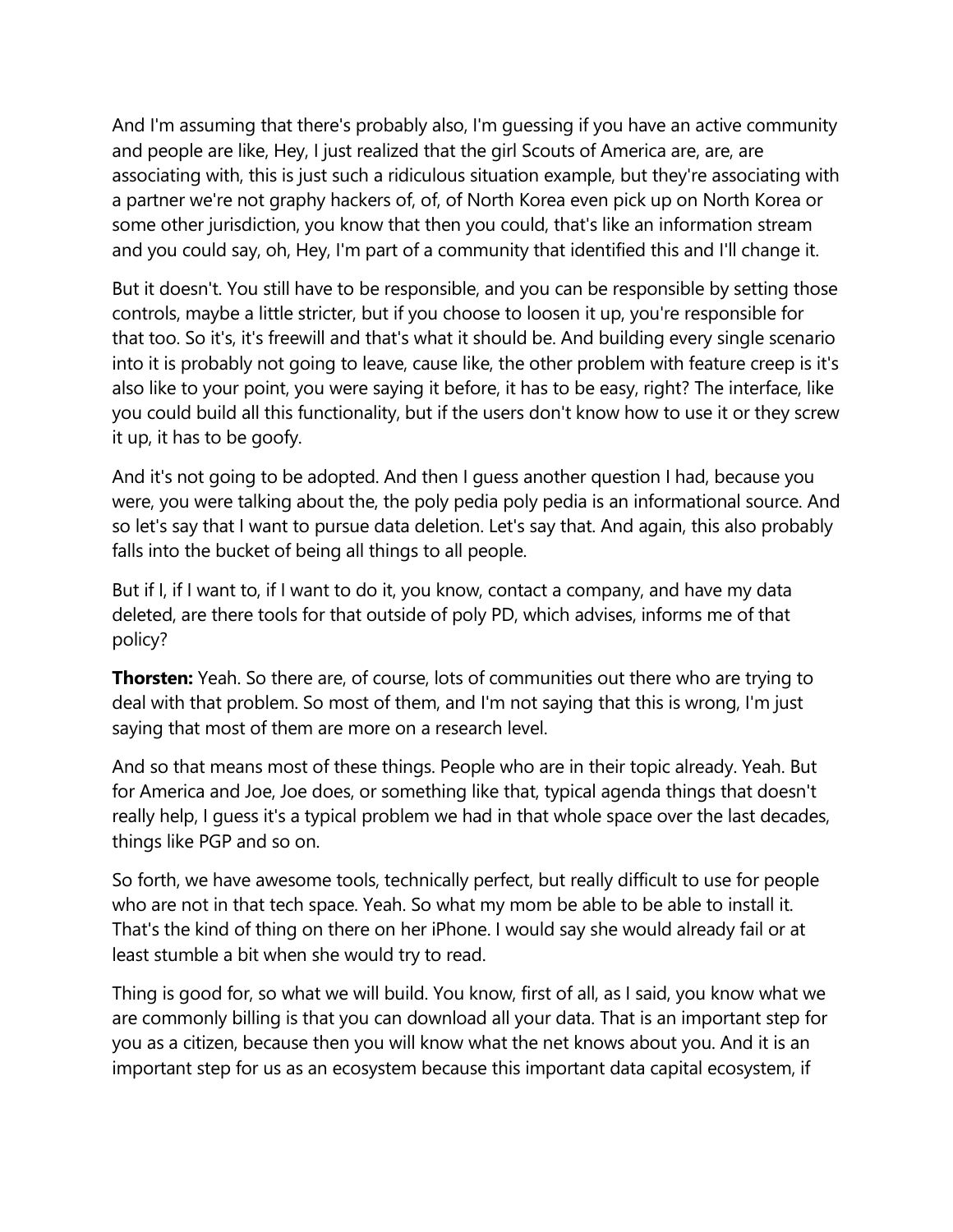And I'm assuming that there's probably also, I'm guessing if you have an active community and people are like, Hey, I just realized that the girl Scouts of America are, are, are associating with, this is just such a ridiculous situation example, but they're associating with a partner we're not graphy hackers of, of, of North Korea even pick up on North Korea or some other jurisdiction, you know that then you could, that's like an information stream and you could say, oh, Hey, I'm part of a community that identified this and I'll change it.

But it doesn't. You still have to be responsible, and you can be responsible by setting those controls, maybe a little stricter, but if you choose to loosen it up, you're responsible for that too. So it's, it's freewill and that's what it should be. And building every single scenario into it is probably not going to leave, cause like, the other problem with feature creep is it's also like to your point, you were saying it before, it has to be easy, right? The interface, like you could build all this functionality, but if the users don't know how to use it or they screw it up, it has to be goofy.

And it's not going to be adopted. And then I guess another question I had, because you were, you were talking about the, the poly pedia poly pedia is an informational source. And so let's say that I want to pursue data deletion. Let's say that. And again, this also probably falls into the bucket of being all things to all people.

But if I, if I want to, if I want to do it, you know, contact a company, and have my data deleted, are there tools for that outside of poly PD, which advises, informs me of that policy?

**Thorsten:** Yeah. So there are, of course, lots of communities out there who are trying to deal with that problem. So most of them, and I'm not saying that this is wrong, I'm just saying that most of them are more on a research level.

And so that means most of these things. People who are in their topic already. Yeah. But for America and Joe, Joe does, or something like that, typical agenda things that doesn't really help, I guess it's a typical problem we had in that whole space over the last decades, things like PGP and so on.

So forth, we have awesome tools, technically perfect, but really difficult to use for people who are not in that tech space. Yeah. So what my mom be able to be able to install it. That's the kind of thing on there on her iPhone. I would say she would already fail or at least stumble a bit when she would try to read.

Thing is good for, so what we will build. You know, first of all, as I said, you know what we are commonly billing is that you can download all your data. That is an important step for you as a citizen, because then you will know what the net knows about you. And it is an important step for us as an ecosystem because this important data capital ecosystem, if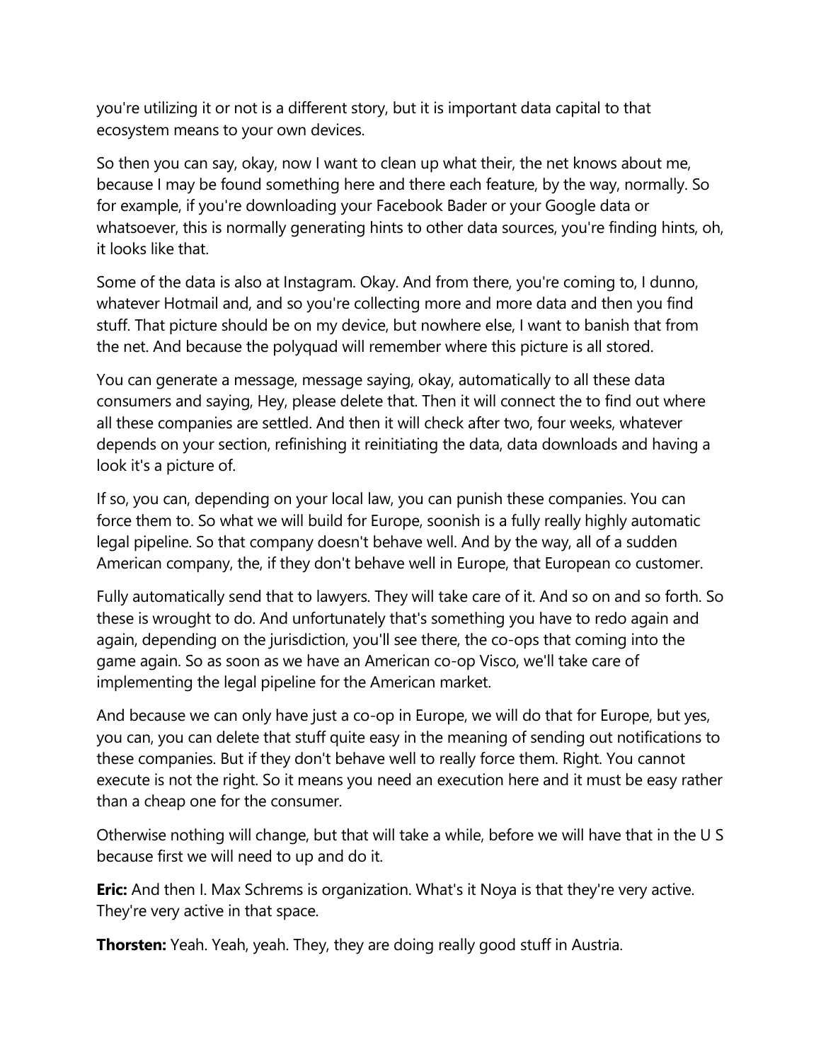you're utilizing it or not is a different story, but it is important data capital to that ecosystem means to your own devices.

So then you can say, okay, now I want to clean up what their, the net knows about me, because I may be found something here and there each feature, by the way, normally. So for example, if you're downloading your Facebook Bader or your Google data or whatsoever, this is normally generating hints to other data sources, you're finding hints, oh, it looks like that.

Some of the data is also at Instagram. Okay. And from there, you're coming to, I dunno, whatever Hotmail and, and so you're collecting more and more data and then you find stuff. That picture should be on my device, but nowhere else, I want to banish that from the net. And because the polyquad will remember where this picture is all stored.

You can generate a message, message saying, okay, automatically to all these data consumers and saying, Hey, please delete that. Then it will connect the to find out where all these companies are settled. And then it will check after two, four weeks, whatever depends on your section, refinishing it reinitiating the data, data downloads and having a look it's a picture of.

If so, you can, depending on your local law, you can punish these companies. You can force them to. So what we will build for Europe, soonish is a fully really highly automatic legal pipeline. So that company doesn't behave well. And by the way, all of a sudden American company, the, if they don't behave well in Europe, that European co customer.

Fully automatically send that to lawyers. They will take care of it. And so on and so forth. So these is wrought to do. And unfortunately that's something you have to redo again and again, depending on the jurisdiction, you'll see there, the co-ops that coming into the game again. So as soon as we have an American co-op Visco, we'll take care of implementing the legal pipeline for the American market.

And because we can only have just a co-op in Europe, we will do that for Europe, but yes, you can, you can delete that stuff quite easy in the meaning of sending out notifications to these companies. But if they don't behave well to really force them. Right. You cannot execute is not the right. So it means you need an execution here and it must be easy rather than a cheap one for the consumer.

Otherwise nothing will change, but that will take a while, before we will have that in the U S because first we will need to up and do it.

**Eric:** And then I. Max Schrems is organization. What's it Noya is that they're very active. They're very active in that space.

**Thorsten:** Yeah. Yeah, yeah. They, they are doing really good stuff in Austria.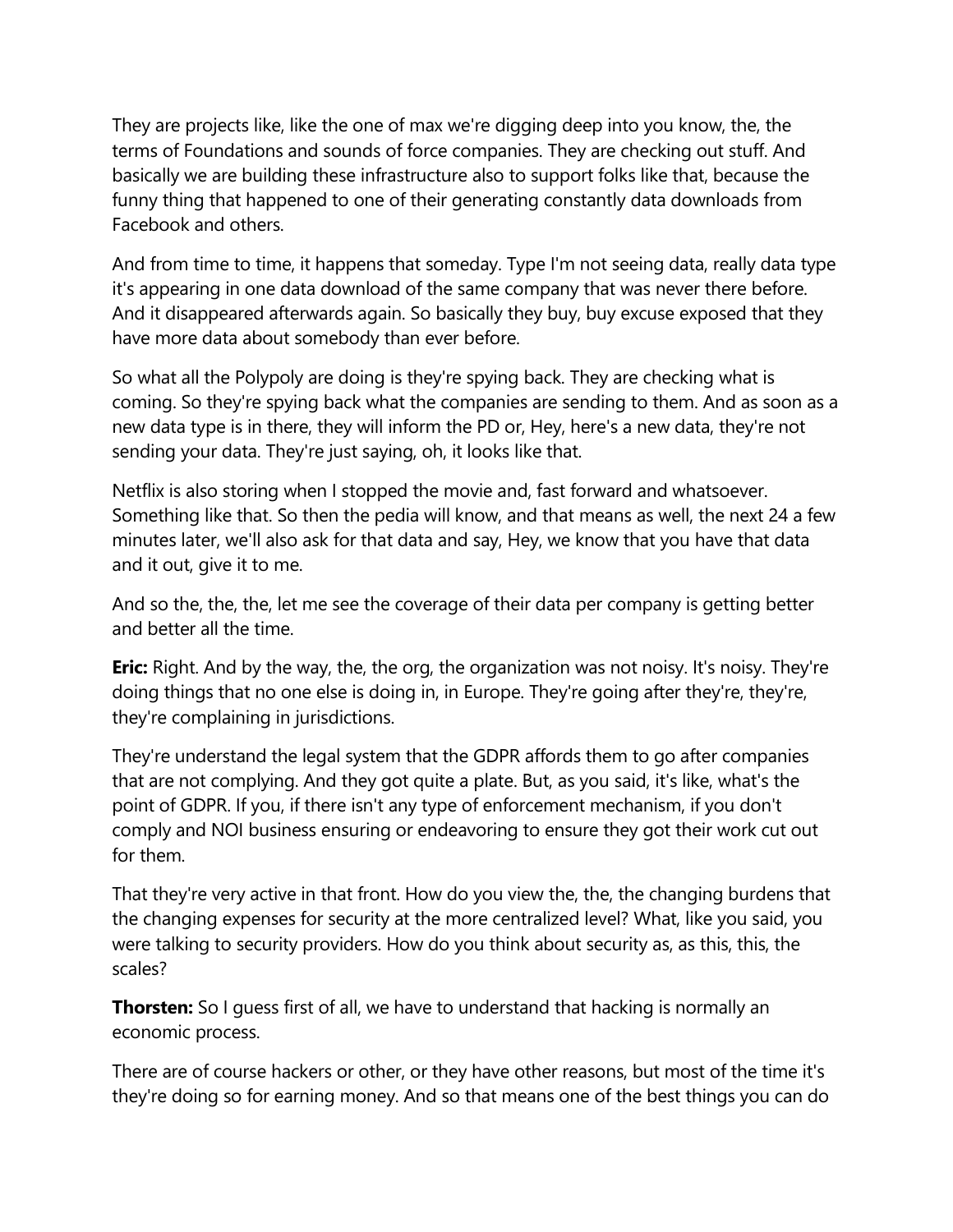They are projects like, like the one of max we're digging deep into you know, the, the terms of Foundations and sounds of force companies. They are checking out stuff. And basically we are building these infrastructure also to support folks like that, because the funny thing that happened to one of their generating constantly data downloads from Facebook and others.

And from time to time, it happens that someday. Type I'm not seeing data, really data type it's appearing in one data download of the same company that was never there before. And it disappeared afterwards again. So basically they buy, buy excuse exposed that they have more data about somebody than ever before.

So what all the Polypoly are doing is they're spying back. They are checking what is coming. So they're spying back what the companies are sending to them. And as soon as a new data type is in there, they will inform the PD or, Hey, here's a new data, they're not sending your data. They're just saying, oh, it looks like that.

Netflix is also storing when I stopped the movie and, fast forward and whatsoever. Something like that. So then the pedia will know, and that means as well, the next 24 a few minutes later, we'll also ask for that data and say, Hey, we know that you have that data and it out, give it to me.

And so the, the, the, let me see the coverage of their data per company is getting better and better all the time.

**Eric:** Right. And by the way, the, the org, the organization was not noisy. It's noisy. They're doing things that no one else is doing in, in Europe. They're going after they're, they're, they're complaining in jurisdictions.

They're understand the legal system that the GDPR affords them to go after companies that are not complying. And they got quite a plate. But, as you said, it's like, what's the point of GDPR. If you, if there isn't any type of enforcement mechanism, if you don't comply and NOI business ensuring or endeavoring to ensure they got their work cut out for them.

That they're very active in that front. How do you view the, the, the changing burdens that the changing expenses for security at the more centralized level? What, like you said, you were talking to security providers. How do you think about security as, as this, this, the scales?

**Thorsten:** So I guess first of all, we have to understand that hacking is normally an economic process.

There are of course hackers or other, or they have other reasons, but most of the time it's they're doing so for earning money. And so that means one of the best things you can do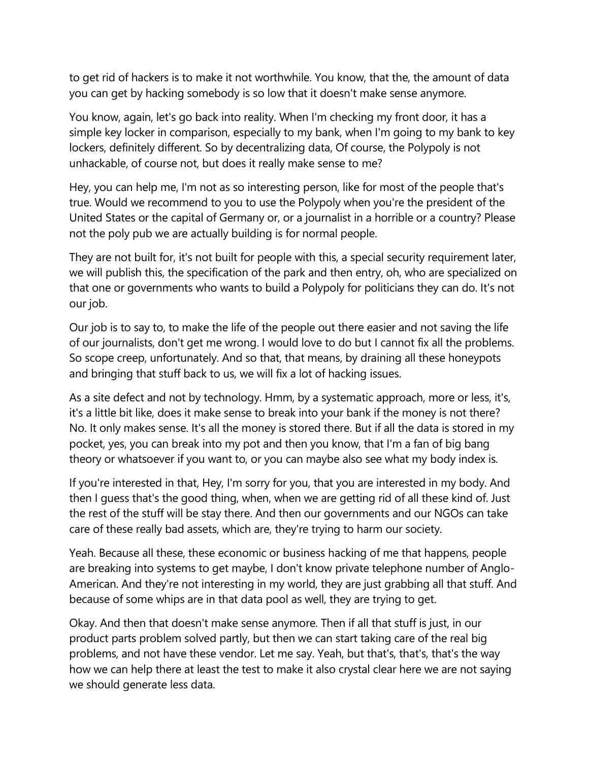to get rid of hackers is to make it not worthwhile. You know, that the, the amount of data you can get by hacking somebody is so low that it doesn't make sense anymore.

You know, again, let's go back into reality. When I'm checking my front door, it has a simple key locker in comparison, especially to my bank, when I'm going to my bank to key lockers, definitely different. So by decentralizing data, Of course, the Polypoly is not unhackable, of course not, but does it really make sense to me?

Hey, you can help me, I'm not as so interesting person, like for most of the people that's true. Would we recommend to you to use the Polypoly when you're the president of the United States or the capital of Germany or, or a journalist in a horrible or a country? Please not the poly pub we are actually building is for normal people.

They are not built for, it's not built for people with this, a special security requirement later, we will publish this, the specification of the park and then entry, oh, who are specialized on that one or governments who wants to build a Polypoly for politicians they can do. It's not our job.

Our job is to say to, to make the life of the people out there easier and not saving the life of our journalists, don't get me wrong. I would love to do but I cannot fix all the problems. So scope creep, unfortunately. And so that, that means, by draining all these honeypots and bringing that stuff back to us, we will fix a lot of hacking issues.

As a site defect and not by technology. Hmm, by a systematic approach, more or less, it's, it's a little bit like, does it make sense to break into your bank if the money is not there? No. It only makes sense. It's all the money is stored there. But if all the data is stored in my pocket, yes, you can break into my pot and then you know, that I'm a fan of big bang theory or whatsoever if you want to, or you can maybe also see what my body index is.

If you're interested in that, Hey, I'm sorry for you, that you are interested in my body. And then I guess that's the good thing, when, when we are getting rid of all these kind of. Just the rest of the stuff will be stay there. And then our governments and our NGOs can take care of these really bad assets, which are, they're trying to harm our society.

Yeah. Because all these, these economic or business hacking of me that happens, people are breaking into systems to get maybe, I don't know private telephone number of Anglo-American. And they're not interesting in my world, they are just grabbing all that stuff. And because of some whips are in that data pool as well, they are trying to get.

Okay. And then that doesn't make sense anymore. Then if all that stuff is just, in our product parts problem solved partly, but then we can start taking care of the real big problems, and not have these vendor. Let me say. Yeah, but that's, that's, that's the way how we can help there at least the test to make it also crystal clear here we are not saying we should generate less data.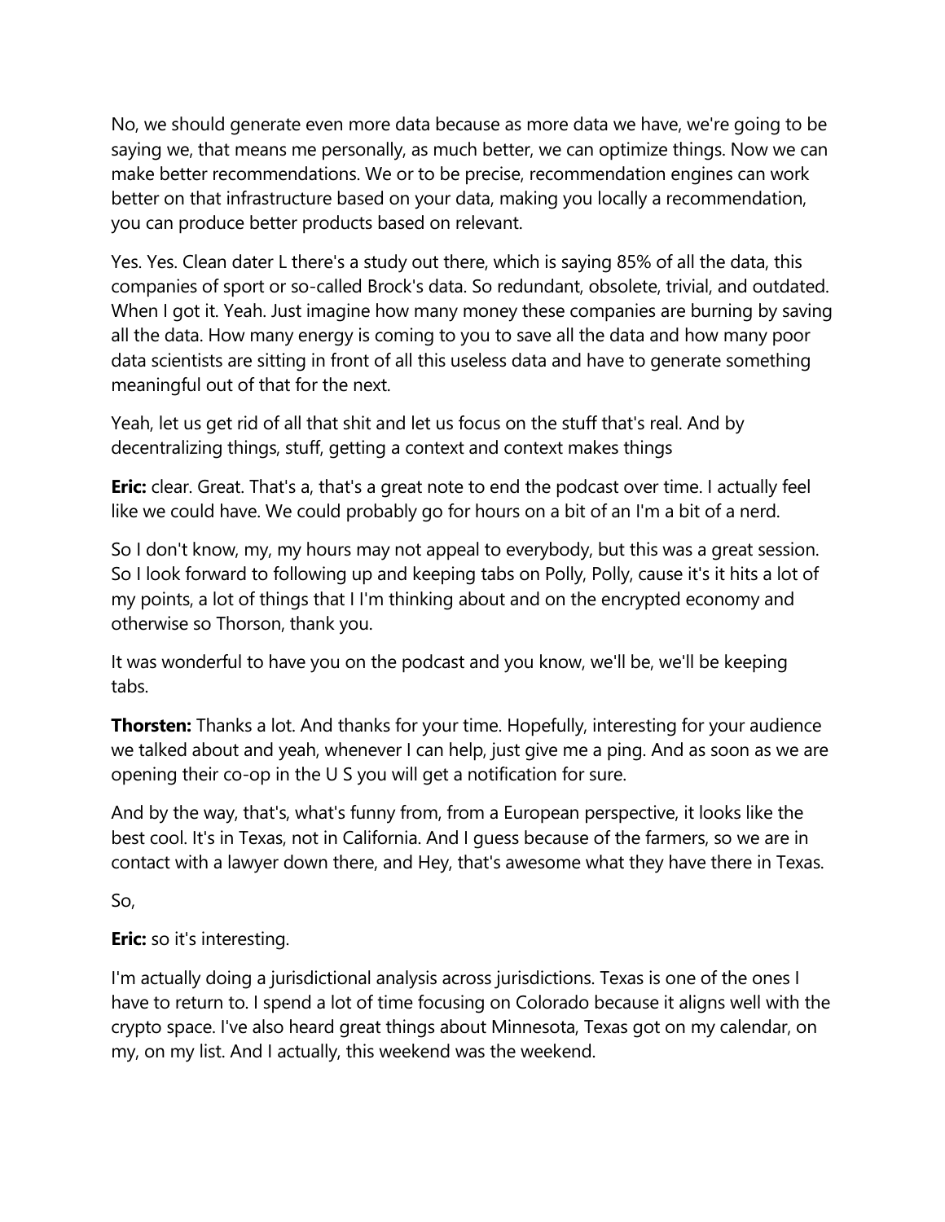No, we should generate even more data because as more data we have, we're going to be saying we, that means me personally, as much better, we can optimize things. Now we can make better recommendations. We or to be precise, recommendation engines can work better on that infrastructure based on your data, making you locally a recommendation, you can produce better products based on relevant.

Yes. Yes. Clean dater L there's a study out there, which is saying 85% of all the data, this companies of sport or so-called Brock's data. So redundant, obsolete, trivial, and outdated. When I got it. Yeah. Just imagine how many money these companies are burning by saving all the data. How many energy is coming to you to save all the data and how many poor data scientists are sitting in front of all this useless data and have to generate something meaningful out of that for the next.

Yeah, let us get rid of all that shit and let us focus on the stuff that's real. And by decentralizing things, stuff, getting a context and context makes things

**Eric:** clear. Great. That's a, that's a great note to end the podcast over time. I actually feel like we could have. We could probably go for hours on a bit of an I'm a bit of a nerd.

So I don't know, my, my hours may not appeal to everybody, but this was a great session. So I look forward to following up and keeping tabs on Polly, Polly, cause it's it hits a lot of my points, a lot of things that I I'm thinking about and on the encrypted economy and otherwise so Thorson, thank you.

It was wonderful to have you on the podcast and you know, we'll be, we'll be keeping tabs.

**Thorsten:** Thanks a lot. And thanks for your time. Hopefully, interesting for your audience we talked about and yeah, whenever I can help, just give me a ping. And as soon as we are opening their co-op in the U S you will get a notification for sure.

And by the way, that's, what's funny from, from a European perspective, it looks like the best cool. It's in Texas, not in California. And I guess because of the farmers, so we are in contact with a lawyer down there, and Hey, that's awesome what they have there in Texas.

So,

**Eric:** so it's interesting.

I'm actually doing a jurisdictional analysis across jurisdictions. Texas is one of the ones I have to return to. I spend a lot of time focusing on Colorado because it aligns well with the crypto space. I've also heard great things about Minnesota, Texas got on my calendar, on my, on my list. And I actually, this weekend was the weekend.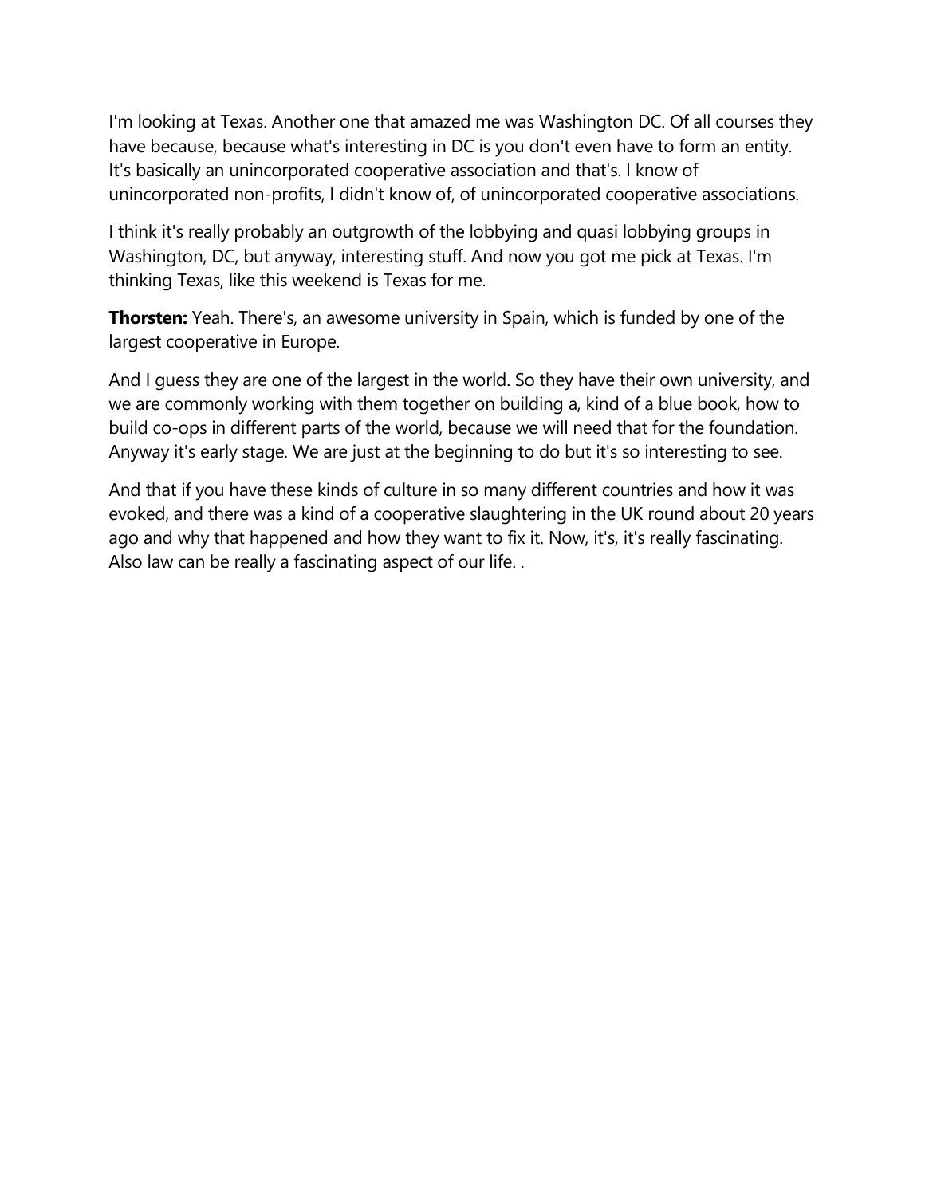I'm looking at Texas. Another one that amazed me was Washington DC. Of all courses they have because, because what's interesting in DC is you don't even have to form an entity. It's basically an unincorporated cooperative association and that's. I know of unincorporated non-profits, I didn't know of, of unincorporated cooperative associations.

I think it's really probably an outgrowth of the lobbying and quasi lobbying groups in Washington, DC, but anyway, interesting stuff. And now you got me pick at Texas. I'm thinking Texas, like this weekend is Texas for me.

**Thorsten:** Yeah. There's, an awesome university in Spain, which is funded by one of the largest cooperative in Europe.

And I guess they are one of the largest in the world. So they have their own university, and we are commonly working with them together on building a, kind of a blue book, how to build co-ops in different parts of the world, because we will need that for the foundation. Anyway it's early stage. We are just at the beginning to do but it's so interesting to see.

And that if you have these kinds of culture in so many different countries and how it was evoked, and there was a kind of a cooperative slaughtering in the UK round about 20 years ago and why that happened and how they want to fix it. Now, it's, it's really fascinating. Also law can be really a fascinating aspect of our life. .